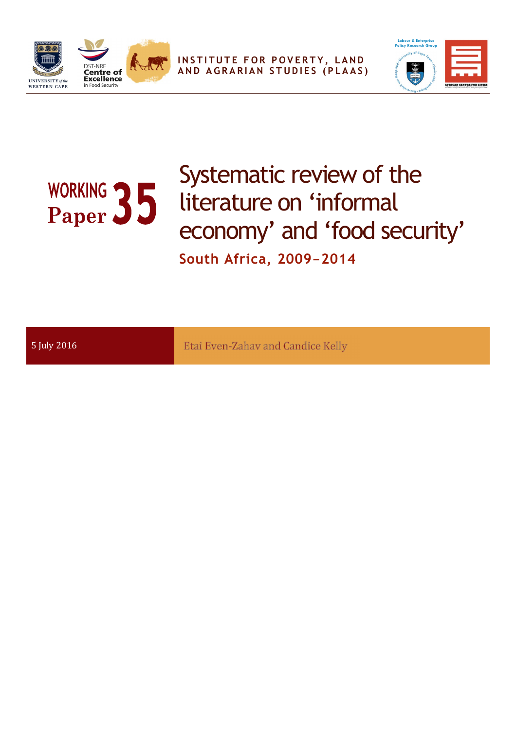UNIVERSITY of the WESTERN CAPE

DST-NRF Centre of Excellence in Food Security

INSTITUTE FOR POVERTY, LAND AND AGRARIAN STUDIES (PLAAS)

Labour & Enterprise Policy Research Group

AFRICAN CENTRE FOR CITIES

WORKING Paper 35

# Systematic review of the literature on 'informal economy' and 'food security'

## South Africa, 2009–2014

5 July 2016

Etai Even-Zahav and Candice Kelly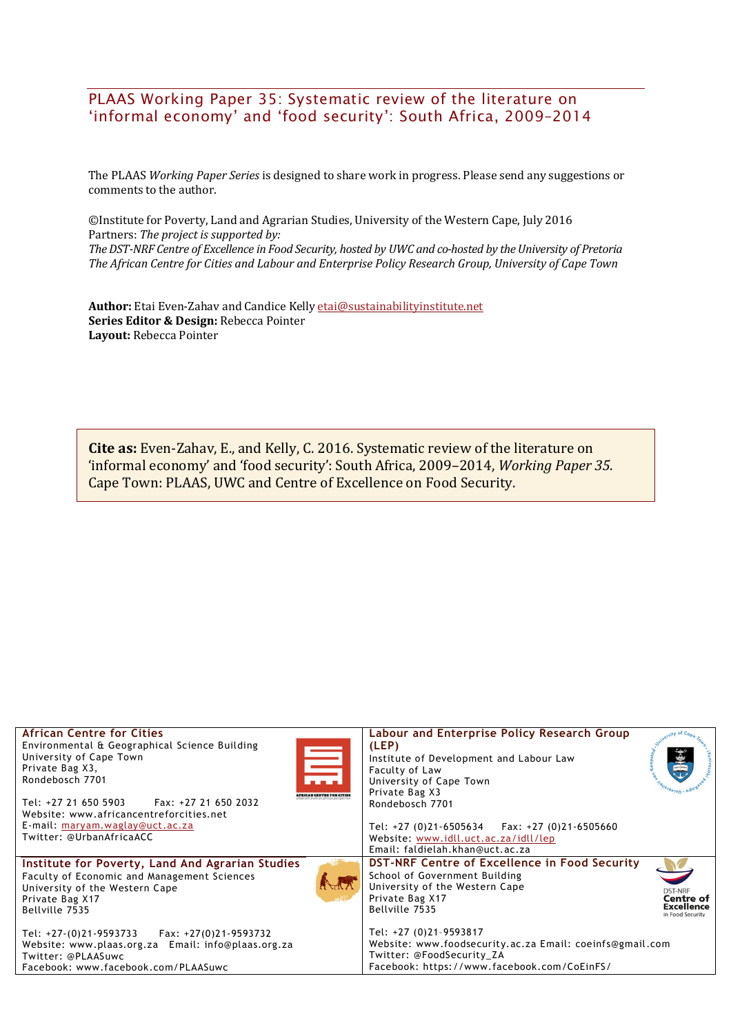# PLAAS Working Paper 35: Systematic review of the literature on 'informal economy' and 'food security': South Africa, 2009–2014

The PLAAS *Working Paper Series* is designed to share work in progress. Please send any suggestions or comments to the author.

©Institute for Poverty, Land and Agrarian Studies, University of the Western Cape, July 2016
Partners: *The project is supported by:*
*The DST-NRF Centre of Excellence in Food Security, hosted by UWC and co-hosted by the University of Pretoria*
*The African Centre for Cities and Labour and Enterprise Policy Research Group, University of Cape Town*

**Author:** Etai Even-Zahav and Candice Kelly etai@sustainabilityinstitute.net
**Series Editor & Design:** Rebecca Pointer
**Layout:** Rebecca Pointer

**Cite as:** Even-Zahav, E., and Kelly, C. 2016. Systematic review of the literature on 'informal economy' and 'food security': South Africa, 2009–2014, *Working Paper 35*. Cape Town: PLAAS, UWC and Centre of Excellence on Food Security.

| | |
|---|---|
| **African Centre for Cities**<br>Environmental & Geographical Science Building<br>University of Cape Town<br>Private Bag X3,<br>Rondebosch 7701<br><br>Tel: +27 21 650 5903 Fax: +27 21 650 2032<br>Website: www.africancentreforcities.net<br>E-mail: maryam.waglay@uct.ac.za<br>Twitter: @UrbanAfricaACC | **Labour and Enterprise Policy Research Group (LEP)**<br>Institute of Development and Labour Law<br>Faculty of Law<br>University of Cape Town<br>Private Bag X3<br>Rondebosch 7701<br><br>Tel: +27 (0)21-6505634 Fax: +27 (0)21-6505660<br>Website: www.idll.uct.ac.za/idll/lep<br>Email: faldielah.khan@uct.ac.za |
| **Institute for Poverty, Land And Agrarian Studies**<br>Faculty of Economic and Management Sciences<br>University of the Western Cape<br>Private Bag X17<br>Bellville 7535<br><br>Tel: +27-(0)21-9593733 Fax: +27(0)21-9593732<br>Website: www.plaas.org.za Email: info@plaas.org.za<br>Twitter: @PLAASuwc<br>Facebook: www.facebook.com/PLAASuwc | **DST-NRF Centre of Excellence in Food Security**<br>School of Government Building<br>University of the Western Cape<br>Private Bag X17<br>Bellville 7535<br><br>Tel: +27 (0)21-9593817<br>Website: www.foodsecurity.ac.za Email: coeinfs@gmail.com<br>Twitter: @FoodSecurity_ZA<br>Facebook: https://www.facebook.com/CoEinFS/ |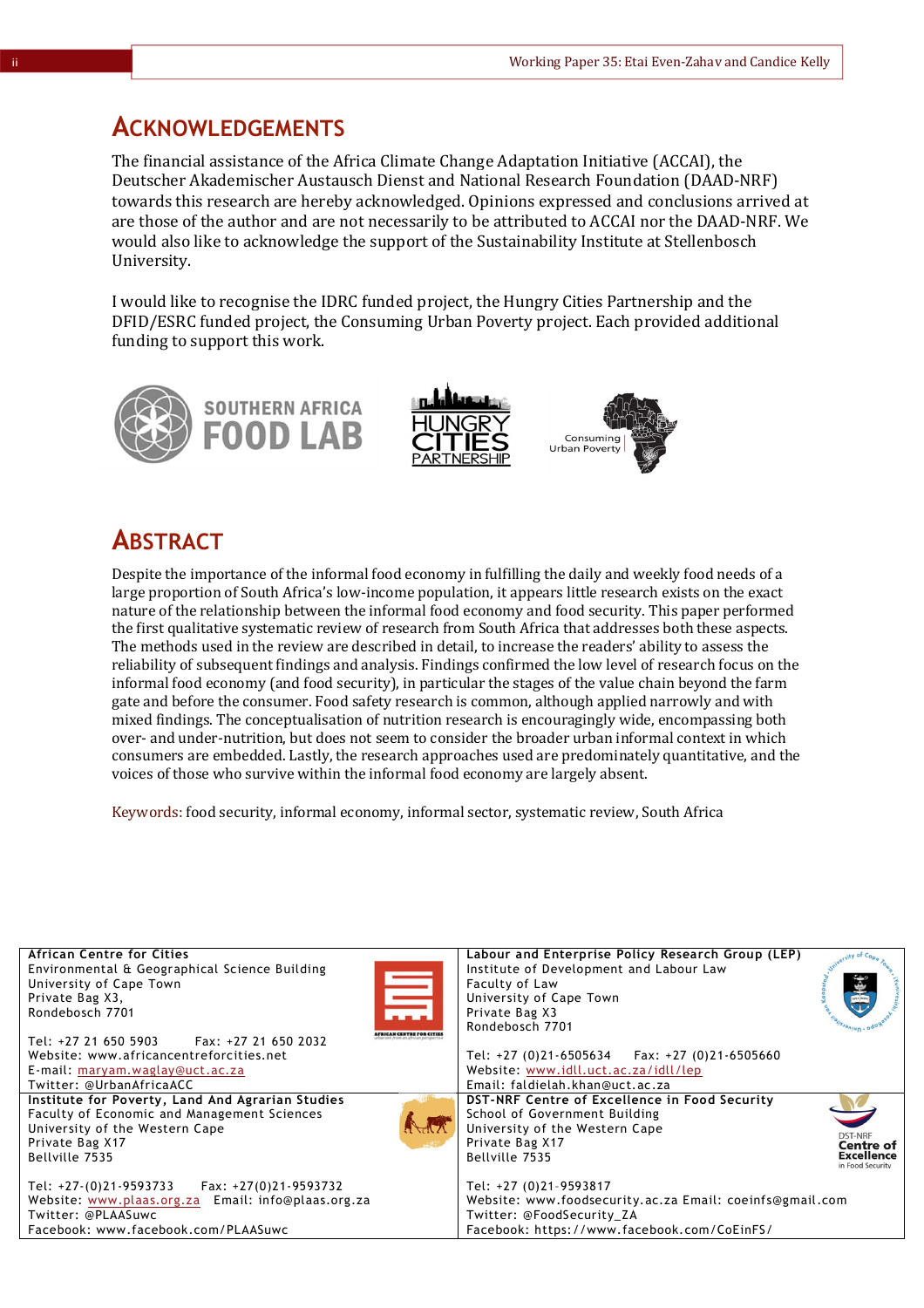## Acknowledgements

The financial assistance of the Africa Climate Change Adaptation Initiative (ACCAI), the Deutscher Akademischer Austausch Dienst and National Research Foundation (DAAD-NRF) towards this research are hereby acknowledged. Opinions expressed and conclusions arrived at are those of the author and are not necessarily to be attributed to ACCAI nor the DAAD-NRF. We would also like to acknowledge the support of the Sustainability Institute at Stellenbosch University.

I would like to recognise the IDRC funded project, the Hungry Cities Partnership and the DFID/ESRC funded project, the Consuming Urban Poverty project. Each provided additional funding to support this work.

SOUTHERN AFRICA FOOD LAB | HUNGRY CITIES PARTNERSHIP | Consuming Urban Poverty

## Abstract

Despite the importance of the informal food economy in fulfilling the daily and weekly food needs of a large proportion of South Africa's low-income population, it appears little research exists on the exact nature of the relationship between the informal food economy and food security. This paper performed the first qualitative systematic review of research from South Africa that addresses both these aspects. The methods used in the review are described in detail, to increase the readers' ability to assess the reliability of subsequent findings and analysis. Findings confirmed the low level of research focus on the informal food economy (and food security), in particular the stages of the value chain beyond the farm gate and before the consumer. Food safety research is common, although applied narrowly and with mixed findings. The conceptualisation of nutrition research is encouragingly wide, encompassing both over- and under-nutrition, but does not seem to consider the broader urban informal context in which consumers are embedded. Lastly, the research approaches used are predominately quantitative, and the voices of those who survive within the informal food economy are largely absent.

Keywords: food security, informal economy, informal sector, systematic review, South Africa

| | |
|---|---|
| **African Centre for Cities**<br>Environmental & Geographical Science Building<br>University of Cape Town<br>Private Bag X3,<br>Rondebosch 7701<br><br>Tel: +27 21 650 5903 Fax: +27 21 650 2032<br>Website: www.africancentreforcities.net<br>E-mail: maryam.waglay@uct.ac.za<br>Twitter: @UrbanAfricaACC | **Labour and Enterprise Policy Research Group (LEP)**<br>Institute of Development and Labour Law<br>Faculty of Law<br>University of Cape Town<br>Private Bag X3<br>Rondebosch 7701<br><br>Tel: +27 (0)21-6505634 Fax: +27 (0)21-6505660<br>Website: www.idll.uct.ac.za/idll/lep<br>Email: faldielah.khan@uct.ac.za |
| **Institute for Poverty, Land And Agrarian Studies**<br>Faculty of Economic and Management Sciences<br>University of the Western Cape<br>Private Bag X17<br>Bellville 7535<br><br>Tel: +27-(0)21-9593733 Fax: +27(0)21-9593732<br>Website: www.plaas.org.za Email: info@plaas.org.za<br>Twitter: @PLAASuwc<br>Facebook: www.facebook.com/PLAASuwc | **DST-NRF Centre of Excellence in Food Security**<br>School of Government Building<br>University of the Western Cape<br>Private Bag X17<br>Bellville 7535<br><br>Tel: +27 (0)21-9593817<br>Website: www.foodsecurity.ac.za Email: coeinfs@gmail.com<br>Twitter: @FoodSecurity_ZA<br>Facebook: https://www.facebook.com/CoEinFS/ |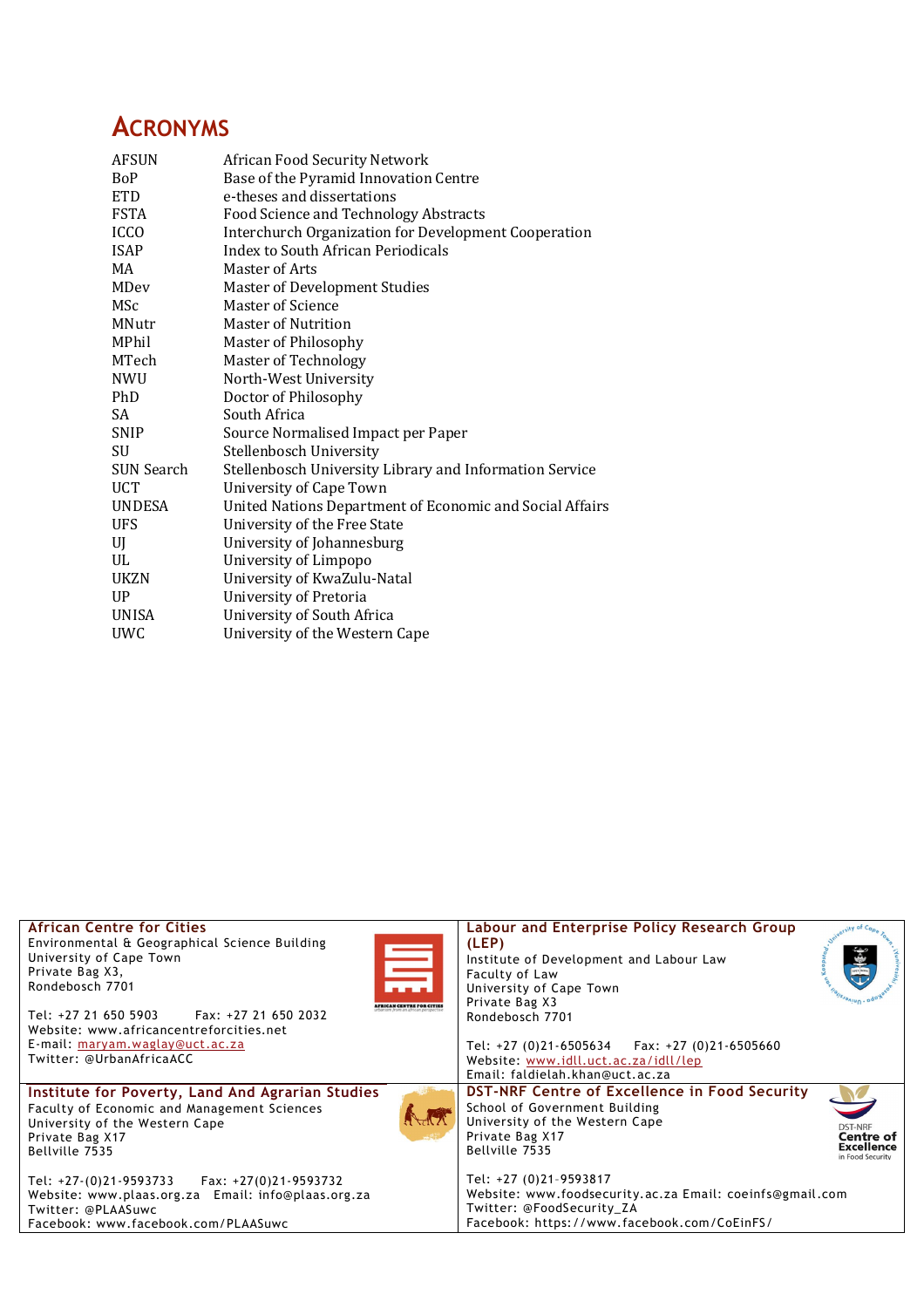# ACRONYMS

| | |
|---|---|
| AFSUN | African Food Security Network |
| BoP | Base of the Pyramid Innovation Centre |
| ETD | e-theses and dissertations |
| FSTA | Food Science and Technology Abstracts |
| ICCO | Interchurch Organization for Development Cooperation |
| ISAP | Index to South African Periodicals |
| MA | Master of Arts |
| MDev | Master of Development Studies |
| MSc | Master of Science |
| MNutr | Master of Nutrition |
| MPhil | Master of Philosophy |
| MTech | Master of Technology |
| NWU | North-West University |
| PhD | Doctor of Philosophy |
| SA | South Africa |
| SNIP | Source Normalised Impact per Paper |
| SU | Stellenbosch University |
| SUN Search | Stellenbosch University Library and Information Service |
| UCT | University of Cape Town |
| UNDESA | United Nations Department of Economic and Social Affairs |
| UFS | University of the Free State |
| UJ | University of Johannesburg |
| UL | University of Limpopo |
| UKZN | University of KwaZulu-Natal |
| UP | University of Pretoria |
| UNISA | University of South Africa |
| UWC | University of the Western Cape |

**African Centre for Cities**
Environmental & Geographical Science Building
University of Cape Town
Private Bag X3,
Rondebosch 7701

Tel: +27 21 650 5903 Fax: +27 21 650 2032
Website: www.africancentreforcities.net
E-mail: maryam.waglay@uct.ac.za
Twitter: @UrbanAfricaACC

**Labour and Enterprise Policy Research Group (LEP)**
Institute of Development and Labour Law
Faculty of Law
University of Cape Town
Private Bag X3
Rondebosch 7701

Tel: +27 (0)21-6505634 Fax: +27 (0)21-6505660
Website: www.idll.uct.ac.za/idll/lep
Email: faldielah.khan@uct.ac.za

**Institute for Poverty, Land And Agrarian Studies**
Faculty of Economic and Management Sciences
University of the Western Cape
Private Bag X17
Bellville 7535

Tel: +27-(0)21-9593733 Fax: +27(0)21-9593732
Website: www.plaas.org.za Email: info@plaas.org.za
Twitter: @PLAASuwc
Facebook: www.facebook.com/PLAASuwc

**DST-NRF Centre of Excellence in Food Security**
School of Government Building
University of the Western Cape
Private Bag X17
Bellville 7535

Tel: +27 (0)21-9593817
Website: www.foodsecurity.ac.za Email: coeinfs@gmail.com
Twitter: @FoodSecurity_ZA
Facebook: https://www.facebook.com/CoEinFS/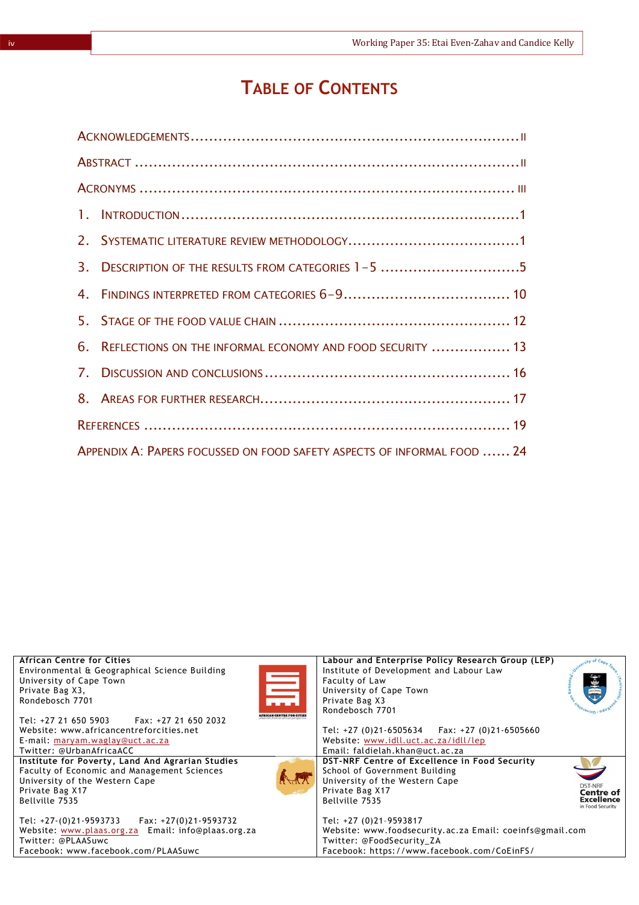# Table of Contents

Acknowledgements .................................................................... ii

Abstract ................................................................................ ii

Acronyms .............................................................................. iii

1. Introduction ....................................................................... 1

2. Systematic literature review methodology .................................... 1

3. Description of the results from categories 1–5 .............................. 5

4. Findings interpreted from categories 6–9 .................................... 10

5. Stage of the food value chain .................................................. 12

6. Reflections on the informal economy and food security ................. 13

7. Discussion and conclusions ..................................................... 16

8. Areas for further research ....................................................... 17

References ............................................................................ 19

Appendix A: Papers focussed on food safety aspects of informal food ...... 24

| | |
|---|---|
| **African Centre for Cities**<br>Environmental & Geographical Science Building<br>University of Cape Town<br>Private Bag X3,<br>Rondebosch 7701<br><br>Tel: +27 21 650 5903 Fax: +27 21 650 2032<br>Website: www.africancentreforcities.net<br>E-mail: maryam.waglay@uct.ac.za<br>Twitter: @UrbanAfricaACC | **Labour and Enterprise Policy Research Group (LEP)**<br>Institute of Development and Labour Law<br>Faculty of Law<br>University of Cape Town<br>Private Bag X3<br>Rondebosch 7701<br><br>Tel: +27 (0)21-6505634 Fax: +27 (0)21-6505660<br>Website: www.idll.uct.ac.za/idll/lep<br>Email: faldielah.khan@uct.ac.za |
| **Institute for Poverty, Land And Agrarian Studies**<br>Faculty of Economic and Management Sciences<br>University of the Western Cape<br>Private Bag X17<br>Bellville 7535<br><br>Tel: +27-(0)21-9593733 Fax: +27(0)21-9593732<br>Website: www.plaas.org.za Email: info@plaas.org.za<br>Twitter: @PLAASuwc<br>Facebook: www.facebook.com/PLAASuwc | **DST-NRF Centre of Excellence in Food Security**<br>School of Government Building<br>University of the Western Cape<br>Private Bag X17<br>Bellville 7535<br><br>Tel: +27 (0)21-9593817<br>Website: www.foodsecurity.ac.za Email: coeinfs@gmail.com<br>Twitter: @FoodSecurity_ZA<br>Facebook: https://www.facebook.com/CoEinFS/ |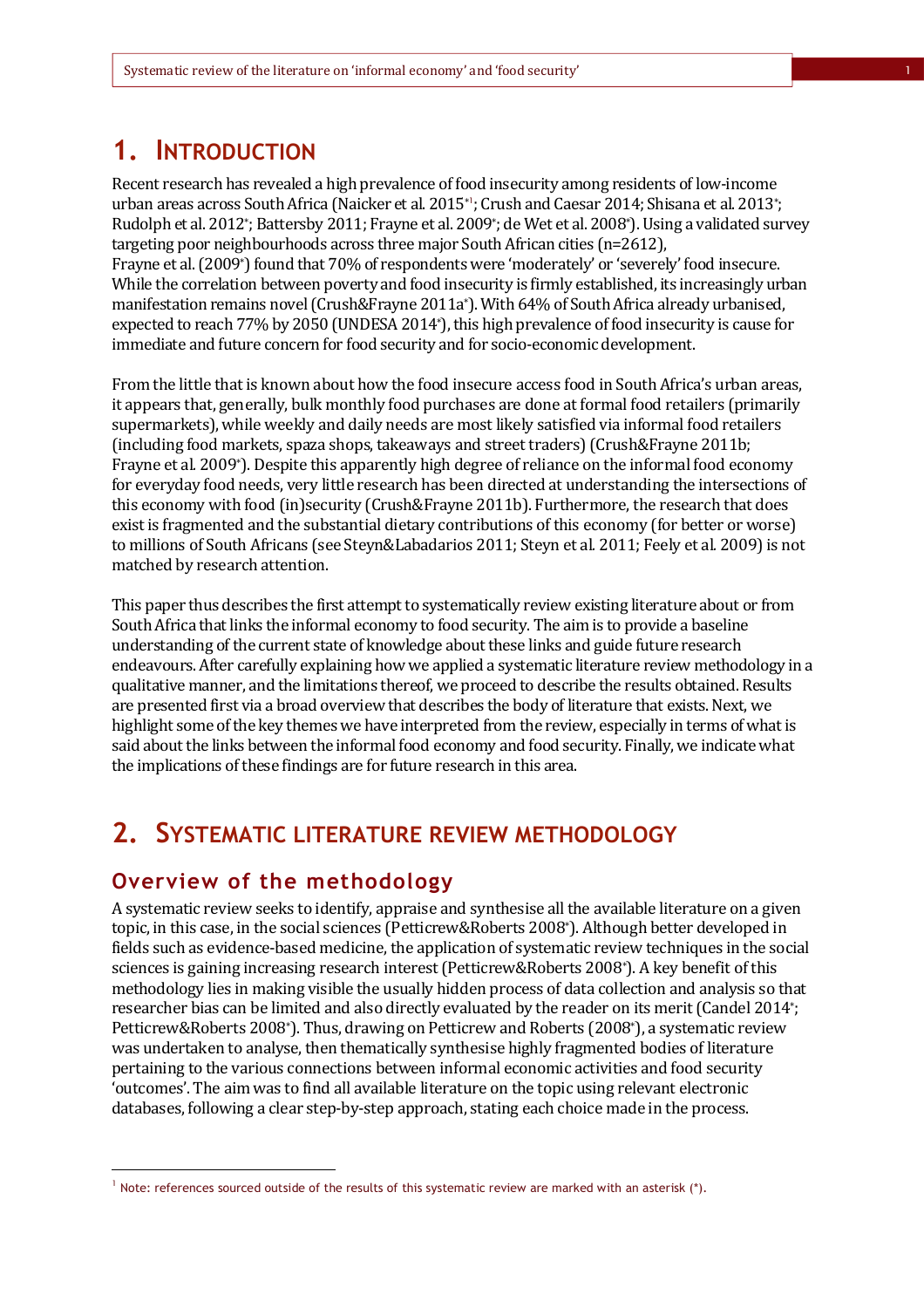# 1. INTRODUCTION

Recent research has revealed a high prevalence of food insecurity among residents of low-income urban areas across South Africa (Naicker et al. 2015*[1]; Crush and Caesar 2014; Shisana et al. 2013*; Rudolph et al. 2012*; Battersby 2011; Frayne et al. 2009*; de Wet et al. 2008*). Using a validated survey targeting poor neighbourhoods across three major South African cities (n=2612), Frayne et al. (2009*) found that 70% of respondents were 'moderately' or 'severely' food insecure. While the correlation between poverty and food insecurity is firmly established, its increasingly urban manifestation remains novel (Crush&Frayne 2011a*). With 64% of South Africa already urbanised, expected to reach 77% by 2050 (UNDESA 2014*), this high prevalence of food insecurity is cause for immediate and future concern for food security and for socio-economic development.

From the little that is known about how the food insecure access food in South Africa's urban areas, it appears that, generally, bulk monthly food purchases are done at formal food retailers (primarily supermarkets), while weekly and daily needs are most likely satisfied via informal food retailers (including food markets, spaza shops, takeaways and street traders) (Crush&Frayne 2011b; Frayne et al. 2009*). Despite this apparently high degree of reliance on the informal food economy for everyday food needs, very little research has been directed at understanding the intersections of this economy with food (in)security (Crush&Frayne 2011b). Furthermore, the research that does exist is fragmented and the substantial dietary contributions of this economy (for better or worse) to millions of South Africans (see Steyn&Labadarios 2011; Steyn et al. 2011; Feely et al. 2009) is not matched by research attention.

This paper thus describes the first attempt to systematically review existing literature about or from South Africa that links the informal economy to food security. The aim is to provide a baseline understanding of the current state of knowledge about these links and guide future research endeavours. After carefully explaining how we applied a systematic literature review methodology in a qualitative manner, and the limitations thereof, we proceed to describe the results obtained. Results are presented first via a broad overview that describes the body of literature that exists. Next, we highlight some of the key themes we have interpreted from the review, especially in terms of what is said about the links between the informal food economy and food security. Finally, we indicate what the implications of these findings are for future research in this area.

# 2. SYSTEMATIC LITERATURE REVIEW METHODOLOGY

## Overview of the methodology

A systematic review seeks to identify, appraise and synthesise all the available literature on a given topic, in this case, in the social sciences (Petticrew&Roberts 2008*). Although better developed in fields such as evidence-based medicine, the application of systematic review techniques in the social sciences is gaining increasing research interest (Petticrew&Roberts 2008*). A key benefit of this methodology lies in making visible the usually hidden process of data collection and analysis so that researcher bias can be limited and also directly evaluated by the reader on its merit (Candel 2014*; Petticrew&Roberts 2008*). Thus, drawing on Petticrew and Roberts (2008*), a systematic review was undertaken to analyse, then thematically synthesise highly fragmented bodies of literature pertaining to the various connections between informal economic activities and food security 'outcomes'. The aim was to find all available literature on the topic using relevant electronic databases, following a clear step-by-step approach, stating each choice made in the process.

[1] Note: references sourced outside of the results of this systematic review are marked with an asterisk (*).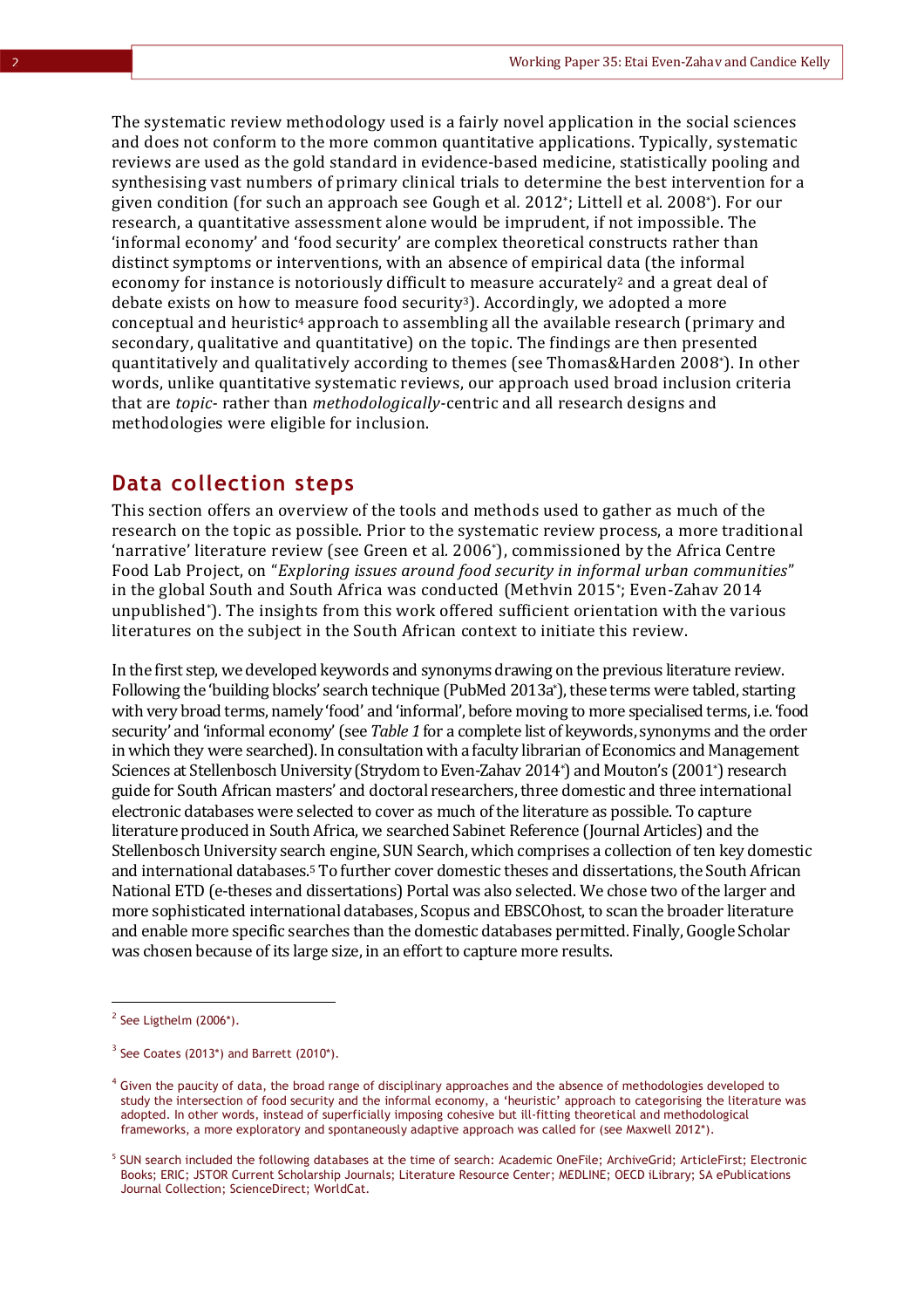The systematic review methodology used is a fairly novel application in the social sciences and does not conform to the more common quantitative applications. Typically, systematic reviews are used as the gold standard in evidence-based medicine, statistically pooling and synthesising vast numbers of primary clinical trials to determine the best intervention for a given condition (for such an approach see Gough et al. 2012*; Littell et al. 2008*). For our research, a quantitative assessment alone would be imprudent, if not impossible. The 'informal economy' and 'food security' are complex theoretical constructs rather than distinct symptoms or interventions, with an absence of empirical data (the informal economy for instance is notoriously difficult to measure accurately[2] and a great deal of debate exists on how to measure food security[3]). Accordingly, we adopted a more conceptual and heuristic[4] approach to assembling all the available research (primary and secondary, qualitative and quantitative) on the topic. The findings are then presented quantitatively and qualitatively according to themes (see Thomas&Harden 2008*). In other words, unlike quantitative systematic reviews, our approach used broad inclusion criteria that are *topic*- rather than *methodologically*-centric and all research designs and methodologies were eligible for inclusion.

## Data collection steps

This section offers an overview of the tools and methods used to gather as much of the research on the topic as possible. Prior to the systematic review process, a more traditional 'narrative' literature review (see Green et al. 2006*), commissioned by the Africa Centre Food Lab Project, on "*Exploring issues around food security in informal urban communities*" in the global South and South Africa was conducted (Methvin 2015*; Even-Zahav 2014 unpublished*). The insights from this work offered sufficient orientation with the various literatures on the subject in the South African context to initiate this review.

In the first step, we developed keywords and synonyms drawing on the previous literature review. Following the 'building blocks' search technique (PubMed 2013a*), these terms were tabled, starting with very broad terms, namely 'food' and 'informal', before moving to more specialised terms, i.e. 'food security' and 'informal economy' (see *Table 1* for a complete list of keywords, synonyms and the order in which they were searched). In consultation with a faculty librarian of Economics and Management Sciences at Stellenbosch University (Strydom to Even-Zahav 2014*) and Mouton's (2001*) research guide for South African masters' and doctoral researchers, three domestic and three international electronic databases were selected to cover as much of the literature as possible. To capture literature produced in South Africa, we searched Sabinet Reference (Journal Articles) and the Stellenbosch University search engine, SUN Search, which comprises a collection of ten key domestic and international databases.[5] To further cover domestic theses and dissertations, the South African National ETD (e-theses and dissertations) Portal was also selected. We chose two of the larger and more sophisticated international databases, Scopus and EBSCOhost, to scan the broader literature and enable more specific searches than the domestic databases permitted. Finally, Google Scholar was chosen because of its large size, in an effort to capture more results.

---

[2] See Ligthelm (2006*).

[3] See Coates (2013*) and Barrett (2010*).

[4] Given the paucity of data, the broad range of disciplinary approaches and the absence of methodologies developed to study the intersection of food security and the informal economy, a 'heuristic' approach to categorising the literature was adopted. In other words, instead of superficially imposing cohesive but ill-fitting theoretical and methodological frameworks, a more exploratory and spontaneously adaptive approach was called for (see Maxwell 2012*).

[5] SUN search included the following databases at the time of search: Academic OneFile; ArchiveGrid; ArticleFirst; Electronic Books; ERIC; JSTOR Current Scholarship Journals; Literature Resource Center; MEDLINE; OECD iLibrary; SA ePublications Journal Collection; ScienceDirect; WorldCat.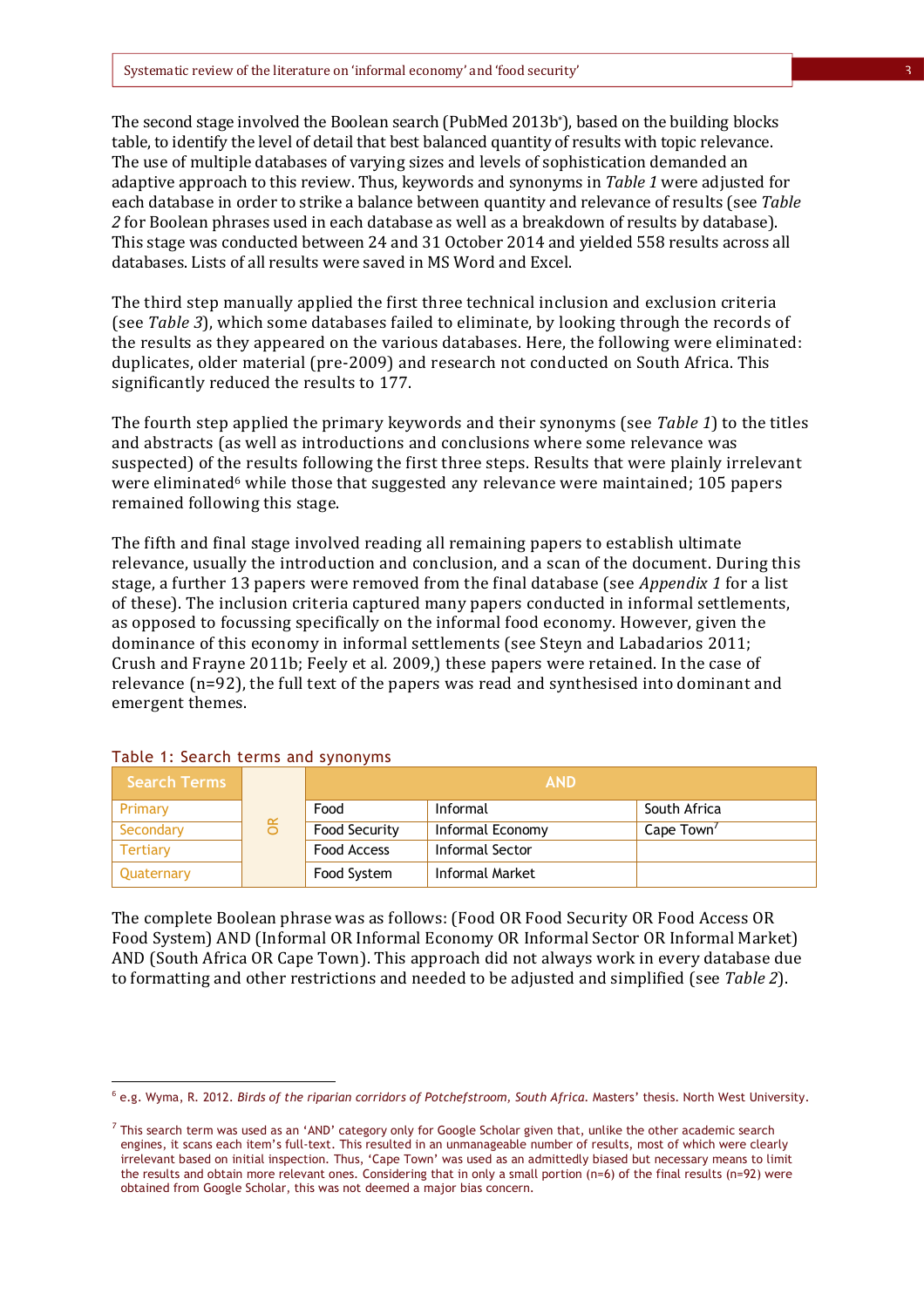The second stage involved the Boolean search (PubMed 2013b*), based on the building blocks table, to identify the level of detail that best balanced quantity of results with topic relevance. The use of multiple databases of varying sizes and levels of sophistication demanded an adaptive approach to this review. Thus, keywords and synonyms in *Table 1* were adjusted for each database in order to strike a balance between quantity and relevance of results (see *Table 2* for Boolean phrases used in each database as well as a breakdown of results by database). This stage was conducted between 24 and 31 October 2014 and yielded 558 results across all databases. Lists of all results were saved in MS Word and Excel.

The third step manually applied the first three technical inclusion and exclusion criteria (see *Table 3*), which some databases failed to eliminate, by looking through the records of the results as they appeared on the various databases. Here, the following were eliminated: duplicates, older material (pre-2009) and research not conducted on South Africa. This significantly reduced the results to 177.

The fourth step applied the primary keywords and their synonyms (see *Table 1*) to the titles and abstracts (as well as introductions and conclusions where some relevance was suspected) of the results following the first three steps. Results that were plainly irrelevant were eliminated[6] while those that suggested any relevance were maintained; 105 papers remained following this stage.

The fifth and final stage involved reading all remaining papers to establish ultimate relevance, usually the introduction and conclusion, and a scan of the document. During this stage, a further 13 papers were removed from the final database (see *Appendix 1* for a list of these). The inclusion criteria captured many papers conducted in informal settlements, as opposed to focussing specifically on the informal food economy. However, given the dominance of this economy in informal settlements (see Steyn and Labadarios 2011; Crush and Frayne 2011b; Feely et al. 2009,) these papers were retained. In the case of relevance (n=92), the full text of the papers was read and synthesised into dominant and emergent themes.

Table 1: Search terms and synonyms

| Search Terms | | AND | | |
|---|---|---|---|---|
| Primary | OR | Food | Informal | South Africa |
| Secondary | | Food Security | Informal Economy | Cape Town[7] |
| Tertiary | | Food Access | Informal Sector | |
| Quaternary | | Food System | Informal Market | |

The complete Boolean phrase was as follows: (Food OR Food Security OR Food Access OR Food System) AND (Informal OR Informal Economy OR Informal Sector OR Informal Market) AND (South Africa OR Cape Town). This approach did not always work in every database due to formatting and other restrictions and needed to be adjusted and simplified (see *Table 2*).

---

[6] e.g. Wyma, R. 2012. *Birds of the riparian corridors of Potchefstroom, South Africa*. Masters' thesis. North West University.

[7] This search term was used as an 'AND' category only for Google Scholar given that, unlike the other academic search engines, it scans each item's full-text. This resulted in an unmanageable number of results, most of which were clearly irrelevant based on initial inspection. Thus, 'Cape Town' was used as an admittedly biased but necessary means to limit the results and obtain more relevant ones. Considering that in only a small portion (n=6) of the final results (n=92) were obtained from Google Scholar, this was not deemed a major bias concern.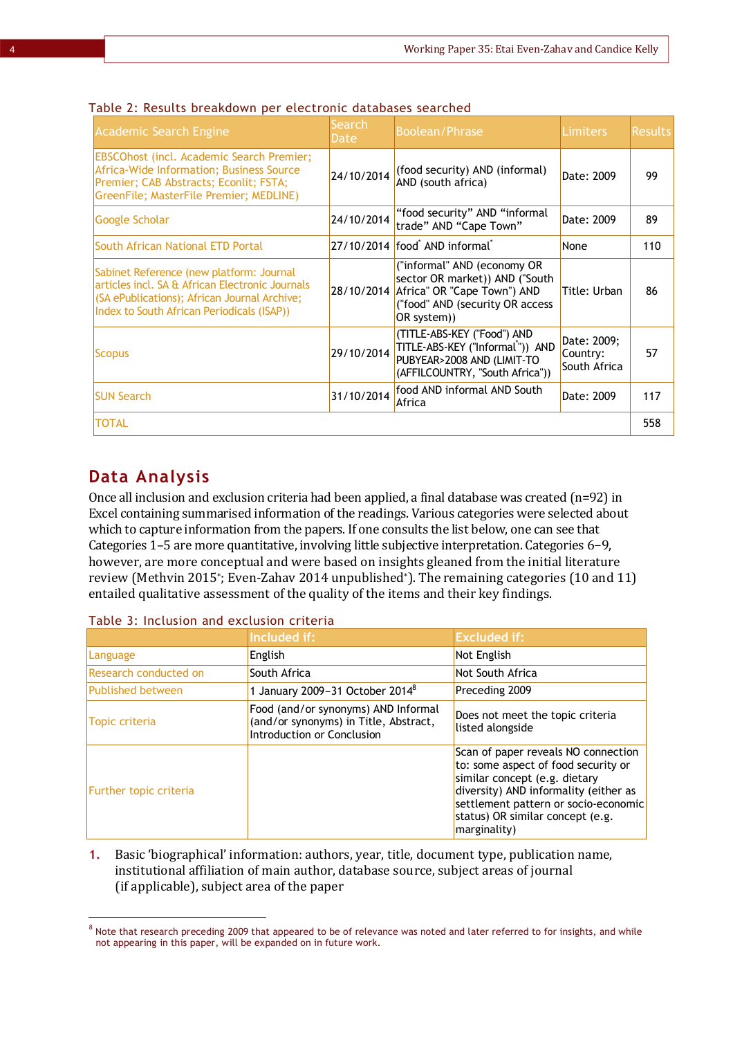Table 2: Results breakdown per electronic databases searched

| Academic Search Engine | Search Date | Boolean/Phrase | Limiters | Results |
|---|---|---|---|---|
| EBSCOhost (incl. Academic Search Premier; Africa-Wide Information; Business Source Premier; CAB Abstracts; Econlit; FSTA; GreenFile; MasterFile Premier; MEDLINE) | 24/10/2014 | (food security) AND (informal) AND (south africa) | Date: 2009 | 99 |
| Google Scholar | 24/10/2014 | "food security" AND "informal trade" AND "Cape Town" | Date: 2009 | 89 |
| South African National ETD Portal | 27/10/2014 | food* AND informal* | None | 110 |
| Sabinet Reference (new platform: Journal articles incl. SA & African Electronic Journals (SA ePublications); African Journal Archive; Index to South African Periodicals (ISAP)) | 28/10/2014 | ("informal" AND (economy OR sector OR market)) AND ("South Africa" OR "Cape Town") AND ("food" AND (security OR access OR system)) | Title: Urban | 86 |
| Scopus | 29/10/2014 | (TITLE-ABS-KEY ("Food") AND TITLE-ABS-KEY ("Informal*")) AND PUBYEAR>2008 AND (LIMIT-TO (AFFILCOUNTRY, "South Africa")) | Date: 2009; Country: South Africa | 57 |
| SUN Search | 31/10/2014 | food AND informal AND South Africa | Date: 2009 | 117 |
| TOTAL | | | | 558 |

## Data Analysis

Once all inclusion and exclusion criteria had been applied, a final database was created (n=92) in Excel containing summarised information of the readings. Various categories were selected about which to capture information from the papers. If one consults the list below, one can see that Categories 1–5 are more quantitative, involving little subjective interpretation. Categories 6–9, however, are more conceptual and were based on insights gleaned from the initial literature review (Methvin 2015*; Even-Zahav 2014 unpublished*). The remaining categories (10 and 11) entailed qualitative assessment of the quality of the items and their key findings.

Table 3: Inclusion and exclusion criteria

| | Included if: | Excluded if: |
|---|---|---|
| Language | English | Not English |
| Research conducted on | South Africa | Not South Africa |
| Published between | 1 January 2009–31 October 2014[8] | Preceding 2009 |
| Topic criteria | Food (and/or synonyms) AND Informal (and/or synonyms) in Title, Abstract, Introduction or Conclusion | Does not meet the topic criteria listed alongside |
| Further topic criteria | | Scan of paper reveals NO connection to: some aspect of food security or similar concept (e.g. dietary diversity) AND informality (either as settlement pattern or socio-economic status) OR similar concept (e.g. marginality) |

1. Basic 'biographical' information: authors, year, title, document type, publication name, institutional affiliation of main author, database source, subject areas of journal (if applicable), subject area of the paper

[8] Note that research preceding 2009 that appeared to be of relevance was noted and later referred to for insights, and while not appearing in this paper, will be expanded on in future work.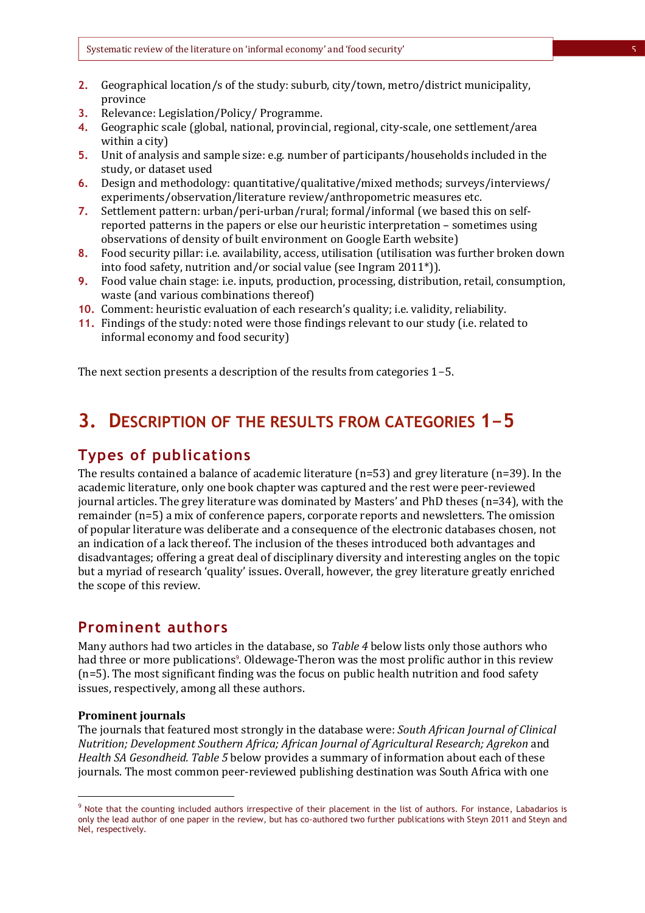2. Geographical location/s of the study: suburb, city/town, metro/district municipality, province
3. Relevance: Legislation/Policy/ Programme.
4. Geographic scale (global, national, provincial, regional, city-scale, one settlement/area within a city)
5. Unit of analysis and sample size: e.g. number of participants/households included in the study, or dataset used
6. Design and methodology: quantitative/qualitative/mixed methods; surveys/interviews/ experiments/observation/literature review/anthropometric measures etc.
7. Settlement pattern: urban/peri-urban/rural; formal/informal (we based this on self-reported patterns in the papers or else our heuristic interpretation – sometimes using observations of density of built environment on Google Earth website)
8. Food security pillar: i.e. availability, access, utilisation (utilisation was further broken down into food safety, nutrition and/or social value (see Ingram 2011*)).
9. Food value chain stage: i.e. inputs, production, processing, distribution, retail, consumption, waste (and various combinations thereof)
10. Comment: heuristic evaluation of each research's quality; i.e. validity, reliability.
11. Findings of the study: noted were those findings relevant to our study (i.e. related to informal economy and food security)

The next section presents a description of the results from categories 1–5.

# 3. Description of the results from categories 1–5

## Types of publications

The results contained a balance of academic literature (n=53) and grey literature (n=39). In the academic literature, only one book chapter was captured and the rest were peer-reviewed journal articles. The grey literature was dominated by Masters' and PhD theses (n=34), with the remainder (n=5) a mix of conference papers, corporate reports and newsletters. The omission of popular literature was deliberate and a consequence of the electronic databases chosen, not an indication of a lack thereof. The inclusion of the theses introduced both advantages and disadvantages; offering a great deal of disciplinary diversity and interesting angles on the topic but a myriad of research 'quality' issues. Overall, however, the grey literature greatly enriched the scope of this review.

## Prominent authors

Many authors had two articles in the database, so *Table 4* below lists only those authors who had three or more publications[9]. Oldewage-Theron was the most prolific author in this review (n=5). The most significant finding was the focus on public health nutrition and food safety issues, respectively, among all these authors.

### Prominent journals

The journals that featured most strongly in the database were: *South African Journal of Clinical Nutrition; Development Southern Africa; African Journal of Agricultural Research; Agrekon* and *Health SA Gesondheid*. *Table 5* below provides a summary of information about each of these journals. The most common peer-reviewed publishing destination was South Africa with one

---

[9] Note that the counting included authors irrespective of their placement in the list of authors. For instance, Labadarios is only the lead author of one paper in the review, but has co-authored two further publications with Steyn 2011 and Steyn and Nel, respectively.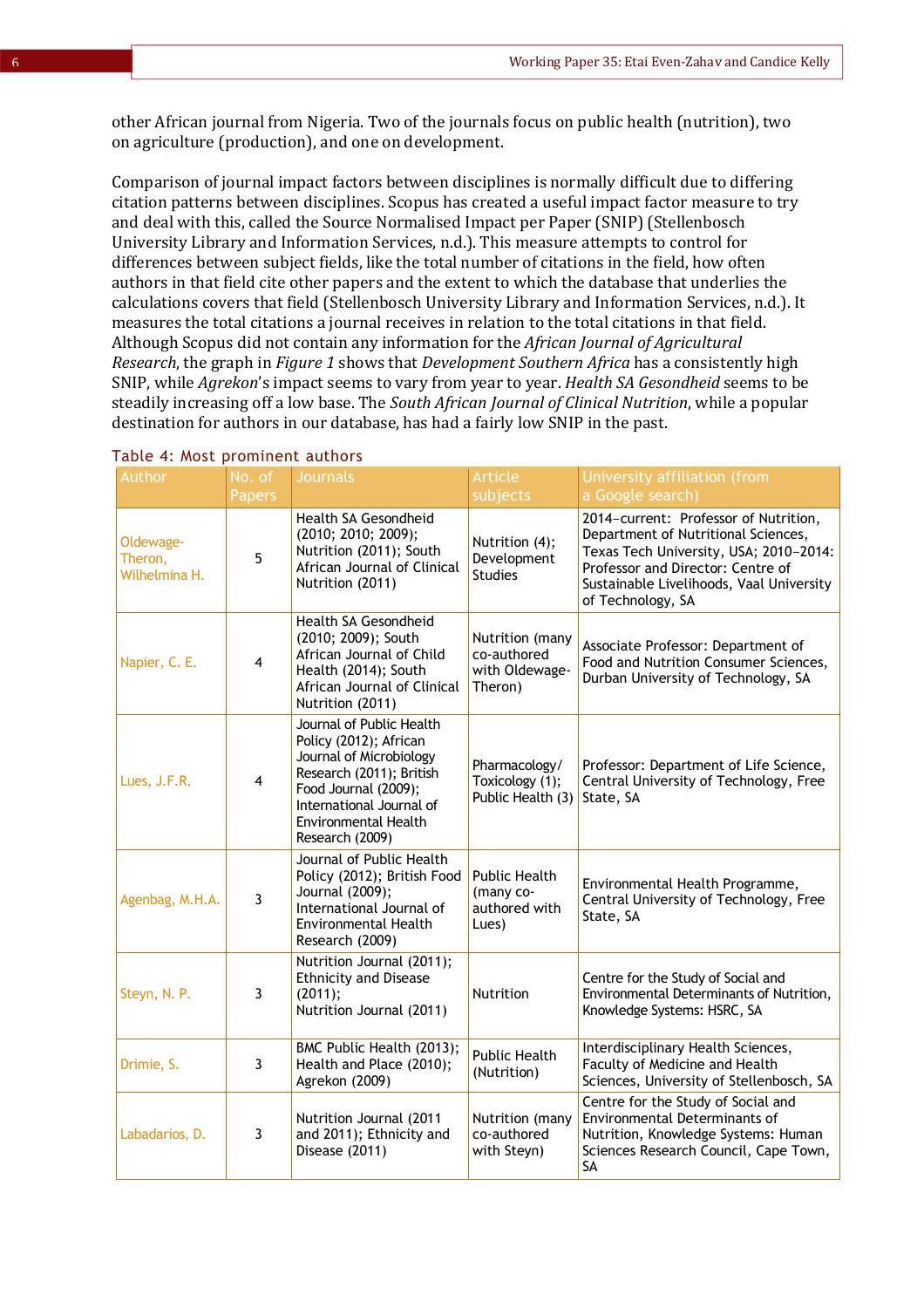other African journal from Nigeria. Two of the journals focus on public health (nutrition), two on agriculture (production), and one on development.

Comparison of journal impact factors between disciplines is normally difficult due to differing citation patterns between disciplines. Scopus has created a useful impact factor measure to try and deal with this, called the Source Normalised Impact per Paper (SNIP) (Stellenbosch University Library and Information Services, n.d.). This measure attempts to control for differences between subject fields, like the total number of citations in the field, how often authors in that field cite other papers and the extent to which the database that underlies the calculations covers that field (Stellenbosch University Library and Information Services, n.d.). It measures the total citations a journal receives in relation to the total citations in that field. Although Scopus did not contain any information for the *African Journal of Agricultural Research*, the graph in *Figure 1* shows that *Development Southern Africa* has a consistently high SNIP, while *Agrekon*'s impact seems to vary from year to year. *Health SA Gesondheid* seems to be steadily increasing off a low base. The *South African Journal of Clinical Nutrition*, while a popular destination for authors in our database, has had a fairly low SNIP in the past.

Table 4: Most prominent authors

| Author | No. of Papers | Journals | Article subjects | University affiliation (from a Google search) |
|---|---|---|---|---|
| Oldewage-Theron, Wilhelmina H. | 5 | Health SA Gesondheid (2010; 2010; 2009); Nutrition (2011); South African Journal of Clinical Nutrition (2011) | Nutrition (4); Development Studies | 2014–current: Professor of Nutrition, Department of Nutritional Sciences, Texas Tech University, USA; 2010–2014: Professor and Director: Centre of Sustainable Livelihoods, Vaal University of Technology, SA |
| Napier, C. E. | 4 | Health SA Gesondheid (2010; 2009); South African Journal of Child Health (2014); South African Journal of Clinical Nutrition (2011) | Nutrition (many co-authored with Oldewage-Theron) | Associate Professor: Department of Food and Nutrition Consumer Sciences, Durban University of Technology, SA |
| Lues, J.F.R. | 4 | Journal of Public Health Policy (2012); African Journal of Microbiology Research (2011); British Food Journal (2009); International Journal of Environmental Health Research (2009) | Pharmacology/ Toxicology (1); Public Health (3) | Professor: Department of Life Science, Central University of Technology, Free State, SA |
| Agenbag, M.H.A. | 3 | Journal of Public Health Policy (2012); British Food Journal (2009); International Journal of Environmental Health Research (2009) | Public Health (many co-authored with Lues) | Environmental Health Programme, Central University of Technology, Free State, SA |
| Steyn, N. P. | 3 | Nutrition Journal (2011); Ethnicity and Disease (2011); Nutrition Journal (2011) | Nutrition | Centre for the Study of Social and Environmental Determinants of Nutrition, Knowledge Systems: HSRC, SA |
| Drimie, S. | 3 | BMC Public Health (2013); Health and Place (2010); Agrekon (2009) | Public Health (Nutrition) | Interdisciplinary Health Sciences, Faculty of Medicine and Health Sciences, University of Stellenbosch, SA |
| Labadarios, D. | 3 | Nutrition Journal (2011 and 2011); Ethnicity and Disease (2011) | Nutrition (many co-authored with Steyn) | Centre for the Study of Social and Environmental Determinants of Nutrition, Knowledge Systems: Human Sciences Research Council, Cape Town, SA |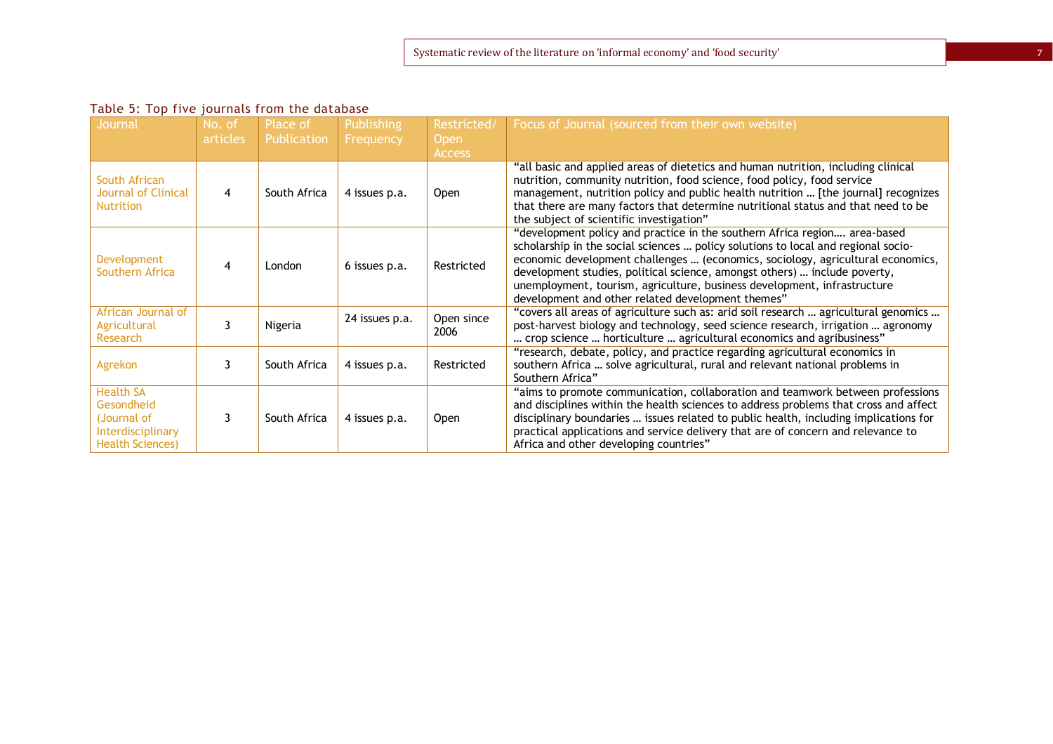Table 5: Top five journals from the database

| Journal | No. of articles | Place of Publication | Publishing Frequency | Restricted/ Open Access | Focus of Journal (sourced from their own website) |
|---|---|---|---|---|---|
| South African Journal of Clinical Nutrition | 4 | South Africa | 4 issues p.a. | Open | "all basic and applied areas of dietetics and human nutrition, including clinical nutrition, community nutrition, food science, food policy, food service management, nutrition policy and public health nutrition … [the journal] recognizes that there are many factors that determine nutritional status and that need to be the subject of scientific investigation" |
| Development Southern Africa | 4 | London | 6 issues p.a. | Restricted | "development policy and practice in the southern Africa region…. area-based scholarship in the social sciences … policy solutions to local and regional socio-economic development challenges … (economics, sociology, agricultural economics, development studies, political science, amongst others) … include poverty, unemployment, tourism, agriculture, business development, infrastructure development and other related development themes" |
| African Journal of Agricultural Research | 3 | Nigeria | 24 issues p.a. | Open since 2006 | "covers all areas of agriculture such as: arid soil research … agricultural genomics … post-harvest biology and technology, seed science research, irrigation … agronomy … crop science … horticulture … agricultural economics and agribusiness" |
| Agrekon | 3 | South Africa | 4 issues p.a. | Restricted | "research, debate, policy, and practice regarding agricultural economics in southern Africa … solve agricultural, rural and relevant national problems in Southern Africa" |
| Health SA Gesondheid (Journal of Interdisciplinary Health Sciences) | 3 | South Africa | 4 issues p.a. | Open | "aims to promote communication, collaboration and teamwork between professions and disciplines within the health sciences to address problems that cross and affect disciplinary boundaries … issues related to public health, including implications for practical applications and service delivery that are of concern and relevance to Africa and other developing countries" |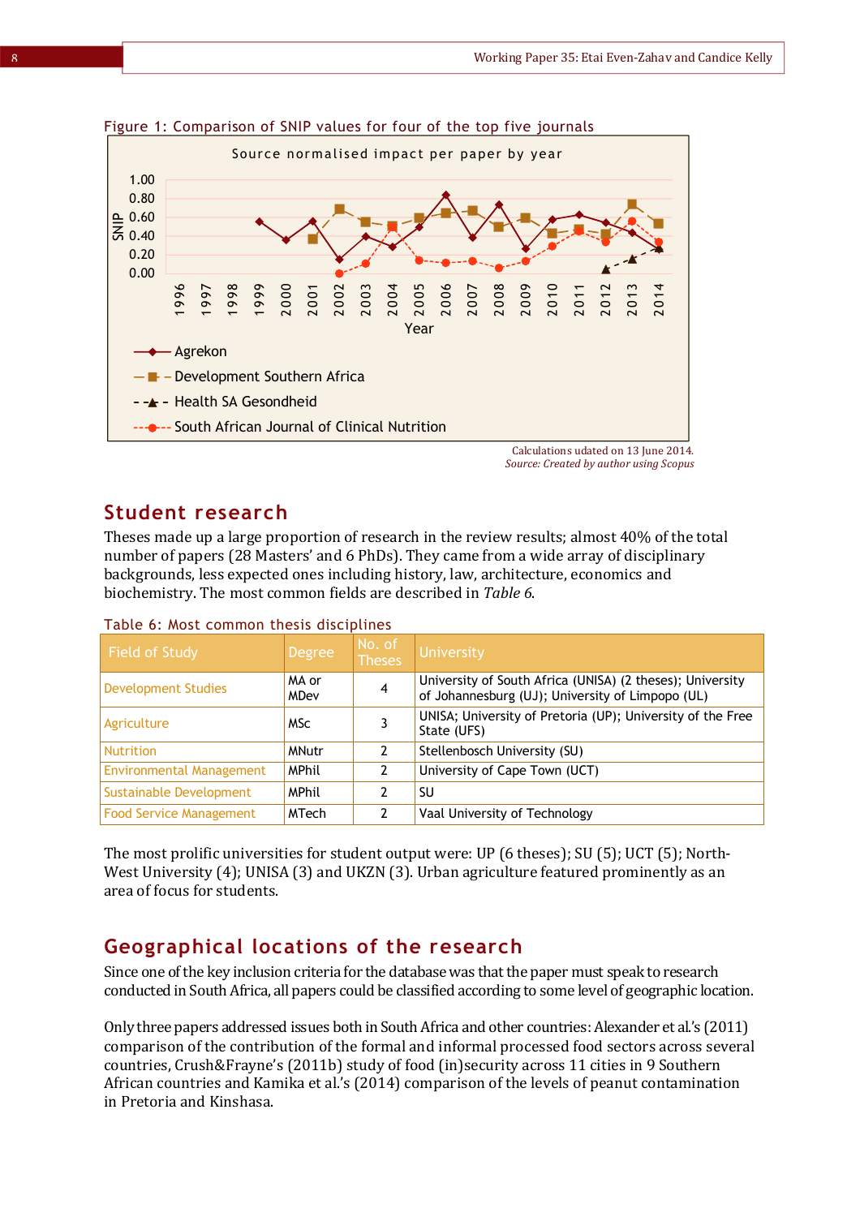Figure 1: Comparison of SNIP values for four of the top five journals

Calculations udated on 13 June 2014.
*Source: Created by author using Scopus*

## Student research

Theses made up a large proportion of research in the review results; almost 40% of the total number of papers (28 Masters' and 6 PhDs). They came from a wide array of disciplinary backgrounds, less expected ones including history, law, architecture, economics and biochemistry. The most common fields are described in *Table 6*.

Table 6: Most common thesis disciplines

| Field of Study | Degree | No. of Theses | University |
|---|---|---|---|
| Development Studies | MA or MDev | 4 | University of South Africa (UNISA) (2 theses); University of Johannesburg (UJ); University of Limpopo (UL) |
| Agriculture | MSc | 3 | UNISA; University of Pretoria (UP); University of the Free State (UFS) |
| Nutrition | MNutr | 2 | Stellenbosch University (SU) |
| Environmental Management | MPhil | 2 | University of Cape Town (UCT) |
| Sustainable Development | MPhil | 2 | SU |
| Food Service Management | MTech | 2 | Vaal University of Technology |

The most prolific universities for student output were: UP (6 theses); SU (5); UCT (5); North-West University (4); UNISA (3) and UKZN (3). Urban agriculture featured prominently as an area of focus for students.

## Geographical locations of the research

Since one of the key inclusion criteria for the database was that the paper must speak to research conducted in South Africa, all papers could be classified according to some level of geographic location.

Only three papers addressed issues both in South Africa and other countries: Alexander et al.'s (2011) comparison of the contribution of the formal and informal processed food sectors across several countries, Crush&Frayne's (2011b) study of food (in)security across 11 cities in 9 Southern African countries and Kamika et al.'s (2014) comparison of the levels of peanut contamination in Pretoria and Kinshasa.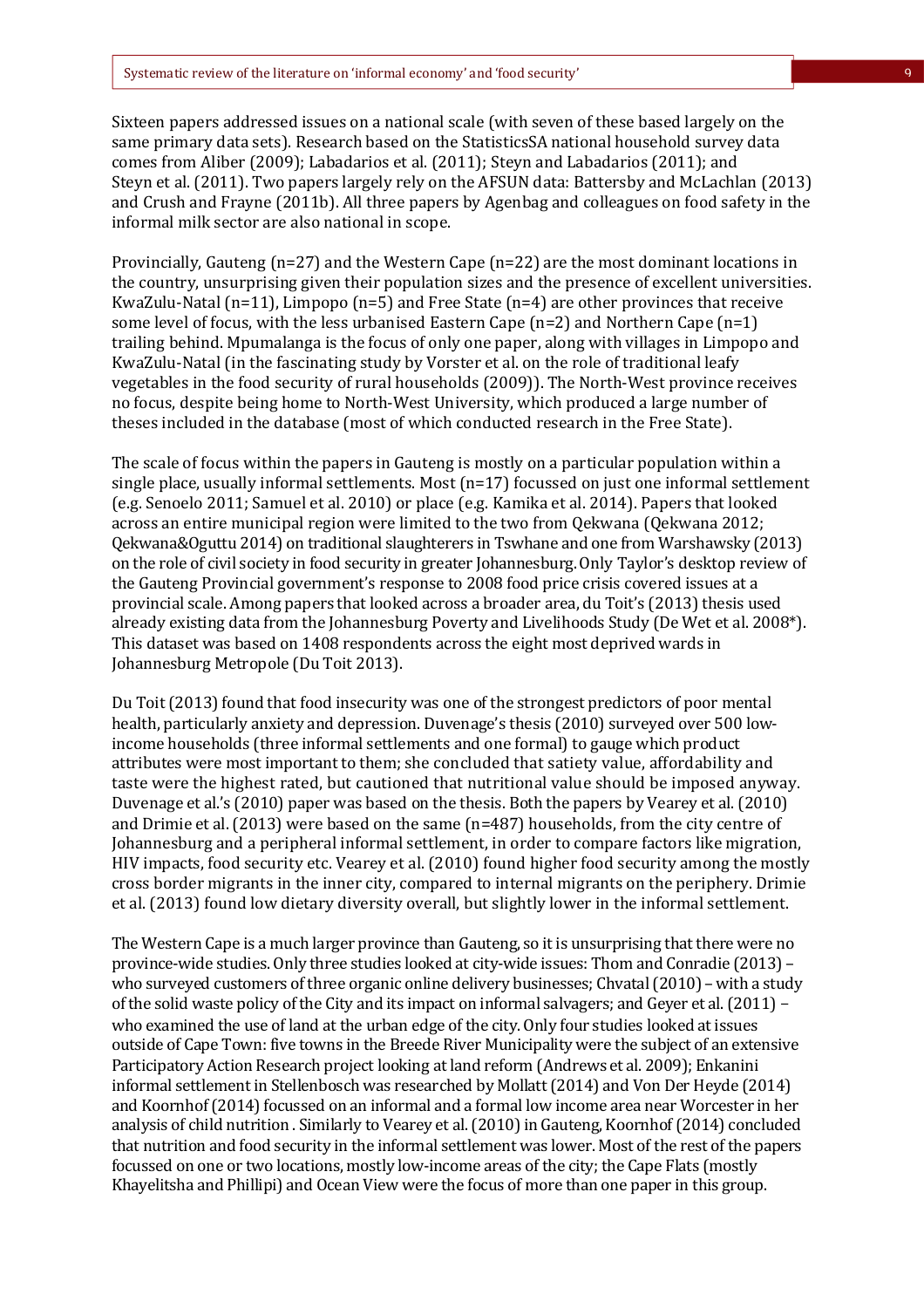Sixteen papers addressed issues on a national scale (with seven of these based largely on the same primary data sets). Research based on the StatisticsSA national household survey data comes from Aliber (2009); Labadarios et al. (2011); Steyn and Labadarios (2011); and Steyn et al. (2011). Two papers largely rely on the AFSUN data: Battersby and McLachlan (2013) and Crush and Frayne (2011b). All three papers by Agenbag and colleagues on food safety in the informal milk sector are also national in scope.

Provincially, Gauteng (n=27) and the Western Cape (n=22) are the most dominant locations in the country, unsurprising given their population sizes and the presence of excellent universities. KwaZulu-Natal (n=11), Limpopo (n=5) and Free State (n=4) are other provinces that receive some level of focus, with the less urbanised Eastern Cape (n=2) and Northern Cape (n=1) trailing behind. Mpumalanga is the focus of only one paper, along with villages in Limpopo and KwaZulu-Natal (in the fascinating study by Vorster et al. on the role of traditional leafy vegetables in the food security of rural households (2009)). The North-West province receives no focus, despite being home to North-West University, which produced a large number of theses included in the database (most of which conducted research in the Free State).

The scale of focus within the papers in Gauteng is mostly on a particular population within a single place, usually informal settlements. Most (n=17) focussed on just one informal settlement (e.g. Senoelo 2011; Samuel et al. 2010) or place (e.g. Kamika et al. 2014). Papers that looked across an entire municipal region were limited to the two from Qekwana (Qekwana 2012; Qekwana&Oguttu 2014) on traditional slaughterers in Tswhane and one from Warshawsky (2013) on the role of civil society in food security in greater Johannesburg. Only Taylor's desktop review of the Gauteng Provincial government's response to 2008 food price crisis covered issues at a provincial scale. Among papers that looked across a broader area, du Toit's (2013) thesis used already existing data from the Johannesburg Poverty and Livelihoods Study (De Wet et al. 2008*). This dataset was based on 1408 respondents across the eight most deprived wards in Johannesburg Metropole (Du Toit 2013).

Du Toit (2013) found that food insecurity was one of the strongest predictors of poor mental health, particularly anxiety and depression. Duvenage's thesis (2010) surveyed over 500 low-income households (three informal settlements and one formal) to gauge which product attributes were most important to them; she concluded that satiety value, affordability and taste were the highest rated, but cautioned that nutritional value should be imposed anyway. Duvenage et al.'s (2010) paper was based on the thesis. Both the papers by Vearey et al. (2010) and Drimie et al. (2013) were based on the same (n=487) households, from the city centre of Johannesburg and a peripheral informal settlement, in order to compare factors like migration, HIV impacts, food security etc. Vearey et al. (2010) found higher food security among the mostly cross border migrants in the inner city, compared to internal migrants on the periphery. Drimie et al. (2013) found low dietary diversity overall, but slightly lower in the informal settlement.

The Western Cape is a much larger province than Gauteng, so it is unsurprising that there were no province-wide studies. Only three studies looked at city-wide issues: Thom and Conradie (2013) – who surveyed customers of three organic online delivery businesses; Chvatal (2010) – with a study of the solid waste policy of the City and its impact on informal salvagers; and Geyer et al. (2011) – who examined the use of land at the urban edge of the city. Only four studies looked at issues outside of Cape Town: five towns in the Breede River Municipality were the subject of an extensive Participatory Action Research project looking at land reform (Andrews et al. 2009); Enkanini informal settlement in Stellenbosch was researched by Mollatt (2014) and Von Der Heyde (2014) and Koornhof (2014) focussed on an informal and a formal low income area near Worcester in her analysis of child nutrition . Similarly to Vearey et al. (2010) in Gauteng, Koornhof (2014) concluded that nutrition and food security in the informal settlement was lower. Most of the rest of the papers focussed on one or two locations, mostly low-income areas of the city; the Cape Flats (mostly Khayelitsha and Phillipi) and Ocean View were the focus of more than one paper in this group.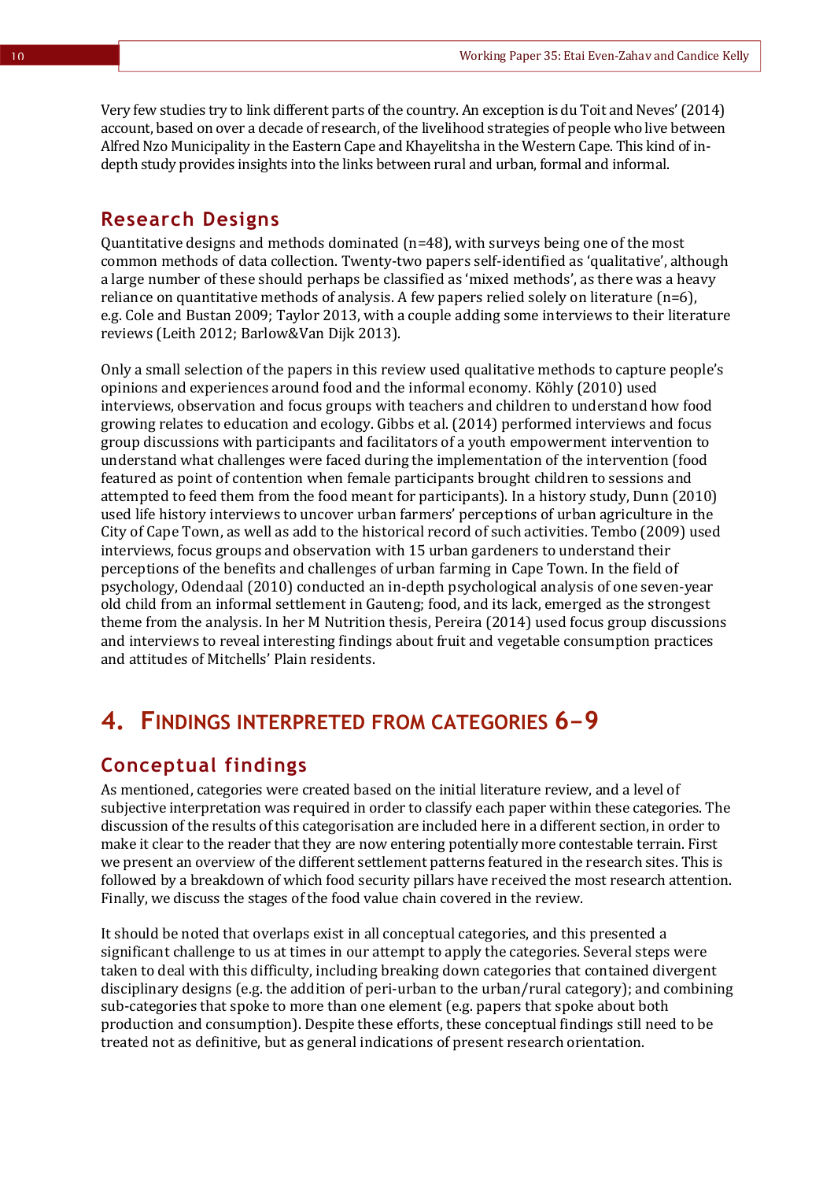Very few studies try to link different parts of the country. An exception is du Toit and Neves' (2014) account, based on over a decade of research, of the livelihood strategies of people who live between Alfred Nzo Municipality in the Eastern Cape and Khayelitsha in the Western Cape. This kind of in-depth study provides insights into the links between rural and urban, formal and informal.

## Research Designs

Quantitative designs and methods dominated (n=48), with surveys being one of the most common methods of data collection. Twenty-two papers self-identified as 'qualitative', although a large number of these should perhaps be classified as 'mixed methods', as there was a heavy reliance on quantitative methods of analysis. A few papers relied solely on literature (n=6), e.g. Cole and Bustan 2009; Taylor 2013, with a couple adding some interviews to their literature reviews (Leith 2012; Barlow&Van Dijk 2013).

Only a small selection of the papers in this review used qualitative methods to capture people's opinions and experiences around food and the informal economy. Köhly (2010) used interviews, observation and focus groups with teachers and children to understand how food growing relates to education and ecology. Gibbs et al. (2014) performed interviews and focus group discussions with participants and facilitators of a youth empowerment intervention to understand what challenges were faced during the implementation of the intervention (food featured as point of contention when female participants brought children to sessions and attempted to feed them from the food meant for participants). In a history study, Dunn (2010) used life history interviews to uncover urban farmers' perceptions of urban agriculture in the City of Cape Town, as well as add to the historical record of such activities. Tembo (2009) used interviews, focus groups and observation with 15 urban gardeners to understand their perceptions of the benefits and challenges of urban farming in Cape Town. In the field of psychology, Odendaal (2010) conducted an in-depth psychological analysis of one seven-year old child from an informal settlement in Gauteng; food, and its lack, emerged as the strongest theme from the analysis. In her M Nutrition thesis, Pereira (2014) used focus group discussions and interviews to reveal interesting findings about fruit and vegetable consumption practices and attitudes of Mitchells' Plain residents.

# 4. Findings interpreted from categories 6–9

## Conceptual findings

As mentioned, categories were created based on the initial literature review, and a level of subjective interpretation was required in order to classify each paper within these categories. The discussion of the results of this categorisation are included here in a different section, in order to make it clear to the reader that they are now entering potentially more contestable terrain. First we present an overview of the different settlement patterns featured in the research sites. This is followed by a breakdown of which food security pillars have received the most research attention. Finally, we discuss the stages of the food value chain covered in the review.

It should be noted that overlaps exist in all conceptual categories, and this presented a significant challenge to us at times in our attempt to apply the categories. Several steps were taken to deal with this difficulty, including breaking down categories that contained divergent disciplinary designs (e.g. the addition of peri-urban to the urban/rural category); and combining sub-categories that spoke to more than one element (e.g. papers that spoke about both production and consumption). Despite these efforts, these conceptual findings still need to be treated not as definitive, but as general indications of present research orientation.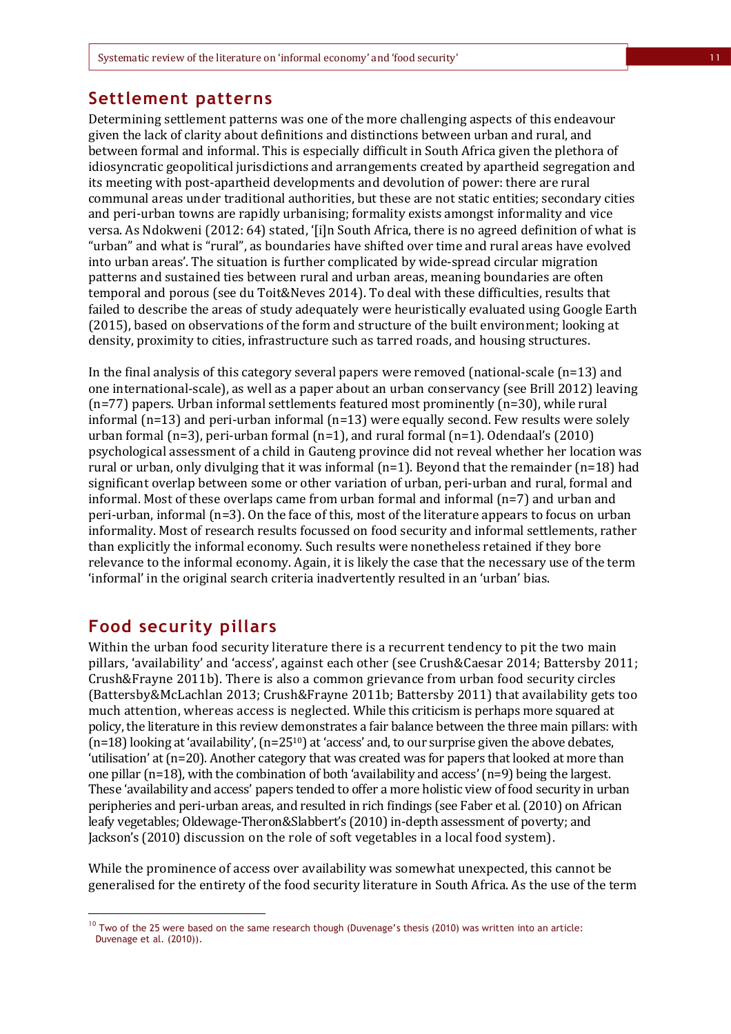## Settlement patterns

Determining settlement patterns was one of the more challenging aspects of this endeavour given the lack of clarity about definitions and distinctions between urban and rural, and between formal and informal. This is especially difficult in South Africa given the plethora of idiosyncratic geopolitical jurisdictions and arrangements created by apartheid segregation and its meeting with post-apartheid developments and devolution of power: there are rural communal areas under traditional authorities, but these are not static entities; secondary cities and peri-urban towns are rapidly urbanising; formality exists amongst informality and vice versa. As Ndokweni (2012: 64) stated, '[i]n South Africa, there is no agreed definition of what is "urban" and what is "rural", as boundaries have shifted over time and rural areas have evolved into urban areas'. The situation is further complicated by wide-spread circular migration patterns and sustained ties between rural and urban areas, meaning boundaries are often temporal and porous (see du Toit&Neves 2014). To deal with these difficulties, results that failed to describe the areas of study adequately were heuristically evaluated using Google Earth (2015), based on observations of the form and structure of the built environment; looking at density, proximity to cities, infrastructure such as tarred roads, and housing structures.

In the final analysis of this category several papers were removed (national-scale (n=13) and one international-scale), as well as a paper about an urban conservancy (see Brill 2012) leaving (n=77) papers. Urban informal settlements featured most prominently (n=30), while rural informal (n=13) and peri-urban informal (n=13) were equally second. Few results were solely urban formal (n=3), peri-urban formal (n=1), and rural formal (n=1). Odendaal's (2010) psychological assessment of a child in Gauteng province did not reveal whether her location was rural or urban, only divulging that it was informal (n=1). Beyond that the remainder (n=18) had significant overlap between some or other variation of urban, peri-urban and rural, formal and informal. Most of these overlaps came from urban formal and informal (n=7) and urban and peri-urban, informal (n=3). On the face of this, most of the literature appears to focus on urban informality. Most of research results focussed on food security and informal settlements, rather than explicitly the informal economy. Such results were nonetheless retained if they bore relevance to the informal economy. Again, it is likely the case that the necessary use of the term 'informal' in the original search criteria inadvertently resulted in an 'urban' bias.

## Food security pillars

Within the urban food security literature there is a recurrent tendency to pit the two main pillars, 'availability' and 'access', against each other (see Crush&Caesar 2014; Battersby 2011; Crush&Frayne 2011b). There is also a common grievance from urban food security circles (Battersby&McLachlan 2013; Crush&Frayne 2011b; Battersby 2011) that availability gets too much attention, whereas access is neglected. While this criticism is perhaps more squared at policy, the literature in this review demonstrates a fair balance between the three main pillars: with (n=18) looking at 'availability', (n=25[10]) at 'access' and, to our surprise given the above debates, 'utilisation' at (n=20). Another category that was created was for papers that looked at more than one pillar (n=18), with the combination of both 'availability and access' (n=9) being the largest. These 'availability and access' papers tended to offer a more holistic view of food security in urban peripheries and peri-urban areas, and resulted in rich findings (see Faber et al. (2010) on African leafy vegetables; Oldewage-Theron&Slabbert's (2010) in-depth assessment of poverty; and Jackson's (2010) discussion on the role of soft vegetables in a local food system).

While the prominence of access over availability was somewhat unexpected, this cannot be generalised for the entirety of the food security literature in South Africa. As the use of the term

[10] Two of the 25 were based on the same research though (Duvenage's thesis (2010) was written into an article: Duvenage et al. (2010)).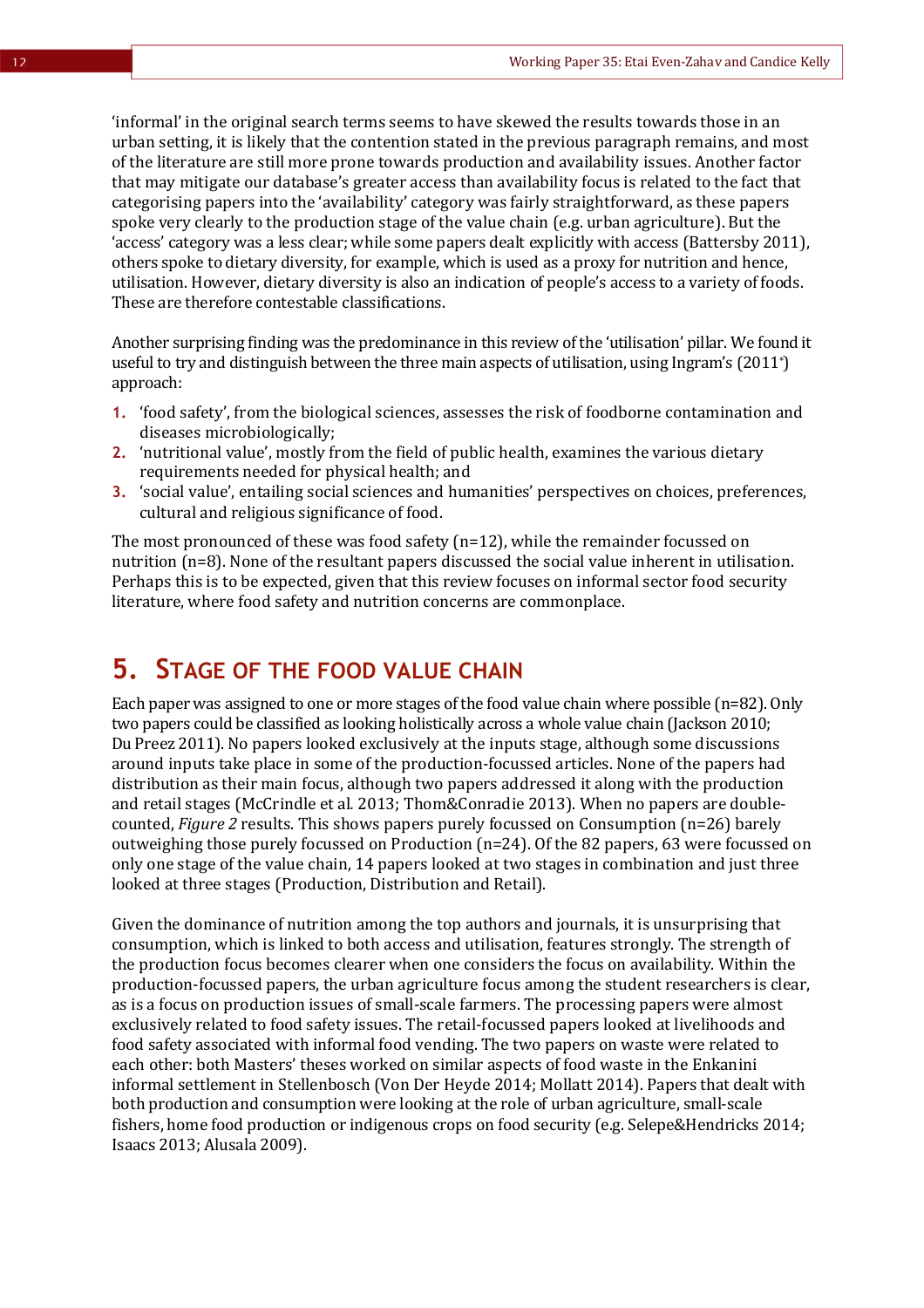'informal' in the original search terms seems to have skewed the results towards those in an urban setting, it is likely that the contention stated in the previous paragraph remains, and most of the literature are still more prone towards production and availability issues. Another factor that may mitigate our database's greater access than availability focus is related to the fact that categorising papers into the 'availability' category was fairly straightforward, as these papers spoke very clearly to the production stage of the value chain (e.g. urban agriculture). But the 'access' category was a less clear; while some papers dealt explicitly with access (Battersby 2011), others spoke to dietary diversity, for example, which is used as a proxy for nutrition and hence, utilisation. However, dietary diversity is also an indication of people's access to a variety of foods. These are therefore contestable classifications.

Another surprising finding was the predominance in this review of the 'utilisation' pillar. We found it useful to try and distinguish between the three main aspects of utilisation, using Ingram's (2011*) approach:

1. 'food safety', from the biological sciences, assesses the risk of foodborne contamination and diseases microbiologically;
2. 'nutritional value', mostly from the field of public health, examines the various dietary requirements needed for physical health; and
3. 'social value', entailing social sciences and humanities' perspectives on choices, preferences, cultural and religious significance of food.

The most pronounced of these was food safety (n=12), while the remainder focussed on nutrition (n=8). None of the resultant papers discussed the social value inherent in utilisation. Perhaps this is to be expected, given that this review focuses on informal sector food security literature, where food safety and nutrition concerns are commonplace.

# 5. Stage of the food value chain

Each paper was assigned to one or more stages of the food value chain where possible (n=82). Only two papers could be classified as looking holistically across a whole value chain (Jackson 2010; Du Preez 2011). No papers looked exclusively at the inputs stage, although some discussions around inputs take place in some of the production-focussed articles. None of the papers had distribution as their main focus, although two papers addressed it along with the production and retail stages (McCrindle et al. 2013; Thom&Conradie 2013). When no papers are double-counted, *Figure 2* results. This shows papers purely focussed on Consumption (n=26) barely outweighing those purely focussed on Production (n=24). Of the 82 papers, 63 were focussed on only one stage of the value chain, 14 papers looked at two stages in combination and just three looked at three stages (Production, Distribution and Retail).

Given the dominance of nutrition among the top authors and journals, it is unsurprising that consumption, which is linked to both access and utilisation, features strongly. The strength of the production focus becomes clearer when one considers the focus on availability. Within the production-focussed papers, the urban agriculture focus among the student researchers is clear, as is a focus on production issues of small-scale farmers. The processing papers were almost exclusively related to food safety issues. The retail-focussed papers looked at livelihoods and food safety associated with informal food vending. The two papers on waste were related to each other: both Masters' theses worked on similar aspects of food waste in the Enkanini informal settlement in Stellenbosch (Von Der Heyde 2014; Mollatt 2014). Papers that dealt with both production and consumption were looking at the role of urban agriculture, small-scale fishers, home food production or indigenous crops on food security (e.g. Selepe&Hendricks 2014; Isaacs 2013; Alusala 2009).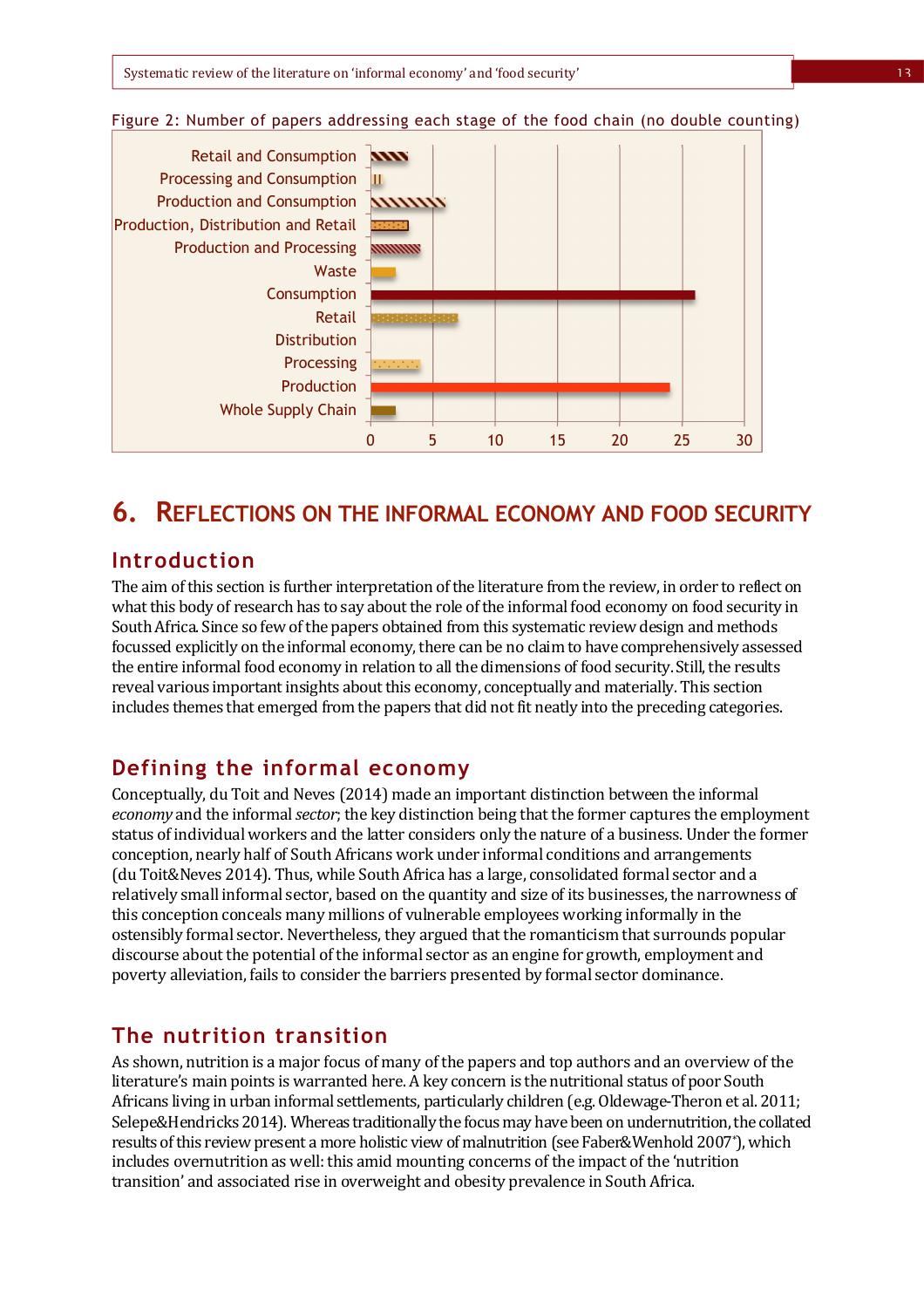Figure 2: Number of papers addressing each stage of the food chain (no double counting)

## 6. Reflections on the informal economy and food security

### Introduction

The aim of this section is further interpretation of the literature from the review, in order to reflect on what this body of research has to say about the role of the informal food economy on food security in South Africa. Since so few of the papers obtained from this systematic review design and methods focussed explicitly on the informal economy, there can be no claim to have comprehensively assessed the entire informal food economy in relation to all the dimensions of food security. Still, the results reveal various important insights about this economy, conceptually and materially. This section includes themes that emerged from the papers that did not fit neatly into the preceding categories.

### Defining the informal economy

Conceptually, du Toit and Neves (2014) made an important distinction between the informal *economy* and the informal *sector*; the key distinction being that the former captures the employment status of individual workers and the latter considers only the nature of a business. Under the former conception, nearly half of South Africans work under informal conditions and arrangements (du Toit&Neves 2014). Thus, while South Africa has a large, consolidated formal sector and a relatively small informal sector, based on the quantity and size of its businesses, the narrowness of this conception conceals many millions of vulnerable employees working informally in the ostensibly formal sector. Nevertheless, they argued that the romanticism that surrounds popular discourse about the potential of the informal sector as an engine for growth, employment and poverty alleviation, fails to consider the barriers presented by formal sector dominance.

### The nutrition transition

As shown, nutrition is a major focus of many of the papers and top authors and an overview of the literature's main points is warranted here. A key concern is the nutritional status of poor South Africans living in urban informal settlements, particularly children (e.g. Oldewage-Theron et al. 2011; Selepe&Hendricks 2014). Whereas traditionally the focus may have been on undernutrition, the collated results of this review present a more holistic view of malnutrition (see Faber&Wenhold 2007*), which includes overnutrition as well: this amid mounting concerns of the impact of the 'nutrition transition' and associated rise in overweight and obesity prevalence in South Africa.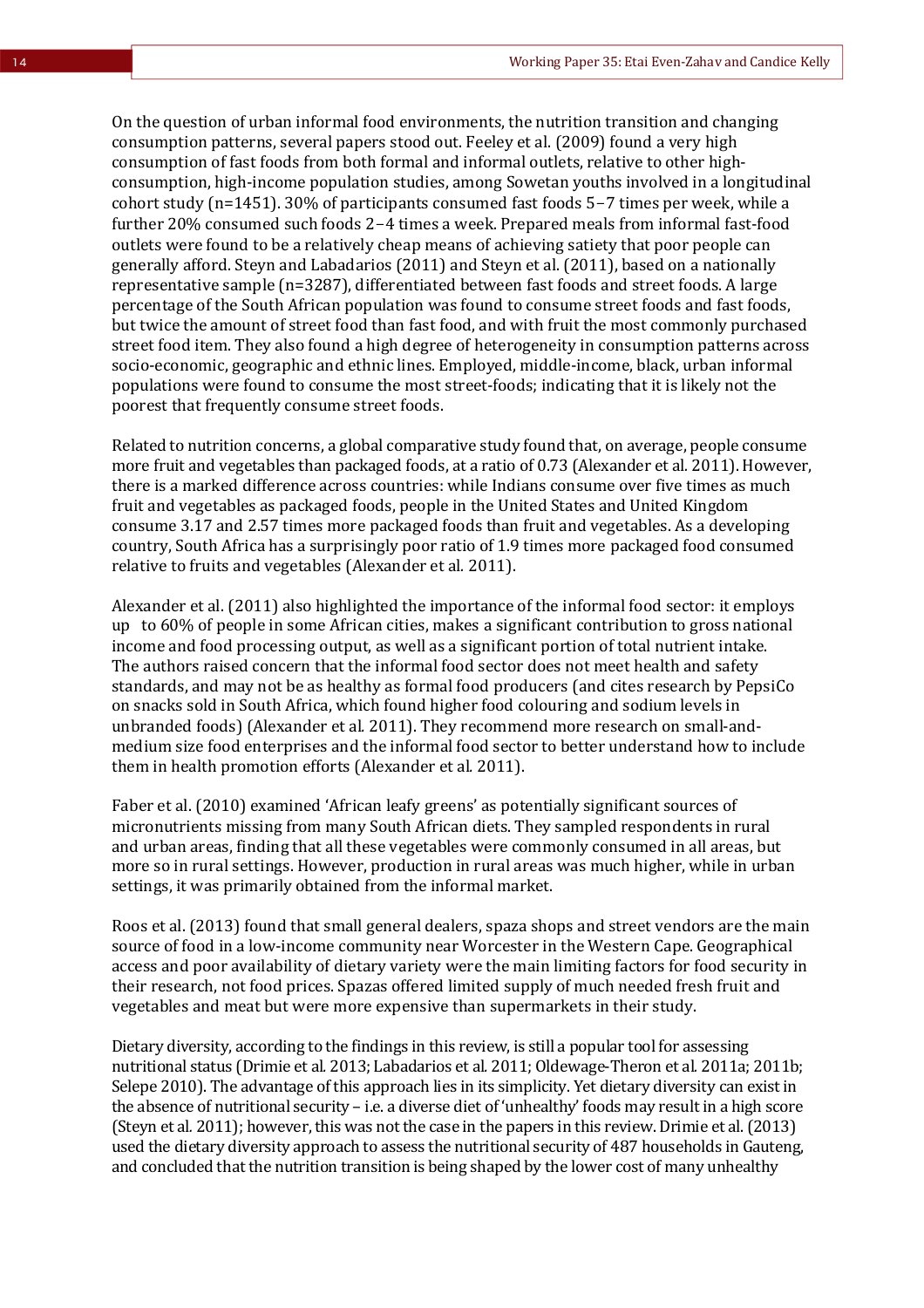On the question of urban informal food environments, the nutrition transition and changing consumption patterns, several papers stood out. Feeley et al. (2009) found a very high consumption of fast foods from both formal and informal outlets, relative to other high-consumption, high-income population studies, among Sowetan youths involved in a longitudinal cohort study (n=1451). 30% of participants consumed fast foods 5–7 times per week, while a further 20% consumed such foods 2–4 times a week. Prepared meals from informal fast-food outlets were found to be a relatively cheap means of achieving satiety that poor people can generally afford. Steyn and Labadarios (2011) and Steyn et al. (2011), based on a nationally representative sample (n=3287), differentiated between fast foods and street foods. A large percentage of the South African population was found to consume street foods and fast foods, but twice the amount of street food than fast food, and with fruit the most commonly purchased street food item. They also found a high degree of heterogeneity in consumption patterns across socio-economic, geographic and ethnic lines. Employed, middle-income, black, urban informal populations were found to consume the most street-foods; indicating that it is likely not the poorest that frequently consume street foods.

Related to nutrition concerns, a global comparative study found that, on average, people consume more fruit and vegetables than packaged foods, at a ratio of 0.73 (Alexander et al. 2011). However, there is a marked difference across countries: while Indians consume over five times as much fruit and vegetables as packaged foods, people in the United States and United Kingdom consume 3.17 and 2.57 times more packaged foods than fruit and vegetables. As a developing country, South Africa has a surprisingly poor ratio of 1.9 times more packaged food consumed relative to fruits and vegetables (Alexander et al. 2011).

Alexander et al. (2011) also highlighted the importance of the informal food sector: it employs up to 60% of people in some African cities, makes a significant contribution to gross national income and food processing output, as well as a significant portion of total nutrient intake. The authors raised concern that the informal food sector does not meet health and safety standards, and may not be as healthy as formal food producers (and cites research by PepsiCo on snacks sold in South Africa, which found higher food colouring and sodium levels in unbranded foods) (Alexander et al. 2011). They recommend more research on small-and-medium size food enterprises and the informal food sector to better understand how to include them in health promotion efforts (Alexander et al. 2011).

Faber et al. (2010) examined 'African leafy greens' as potentially significant sources of micronutrients missing from many South African diets. They sampled respondents in rural and urban areas, finding that all these vegetables were commonly consumed in all areas, but more so in rural settings. However, production in rural areas was much higher, while in urban settings, it was primarily obtained from the informal market.

Roos et al. (2013) found that small general dealers, spaza shops and street vendors are the main source of food in a low-income community near Worcester in the Western Cape. Geographical access and poor availability of dietary variety were the main limiting factors for food security in their research, not food prices. Spazas offered limited supply of much needed fresh fruit and vegetables and meat but were more expensive than supermarkets in their study.

Dietary diversity, according to the findings in this review, is still a popular tool for assessing nutritional status (Drimie et al. 2013; Labadarios et al. 2011; Oldewage-Theron et al. 2011a; 2011b; Selepe 2010). The advantage of this approach lies in its simplicity. Yet dietary diversity can exist in the absence of nutritional security – i.e. a diverse diet of 'unhealthy' foods may result in a high score (Steyn et al. 2011); however, this was not the case in the papers in this review. Drimie et al. (2013) used the dietary diversity approach to assess the nutritional security of 487 households in Gauteng, and concluded that the nutrition transition is being shaped by the lower cost of many unhealthy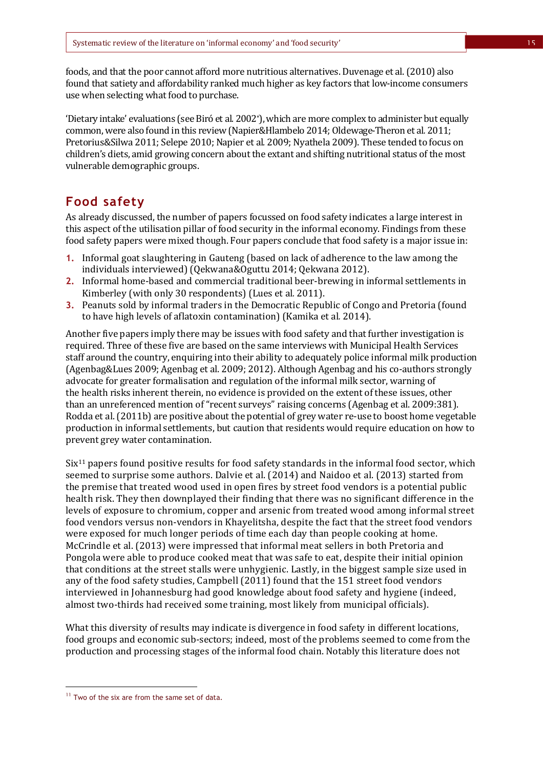foods, and that the poor cannot afford more nutritious alternatives. Duvenage et al. (2010) also found that satiety and affordability ranked much higher as key factors that low-income consumers use when selecting what food to purchase.

'Dietary intake' evaluations (see Biró et al. 2002*), which are more complex to administer but equally common, were also found in this review (Napier&Hlambelo 2014; Oldewage-Theron et al. 2011; Pretorius&Silwa 2011; Selepe 2010; Napier et al. 2009; Nyathela 2009). These tended to focus on children's diets, amid growing concern about the extant and shifting nutritional status of the most vulnerable demographic groups.

## Food safety

As already discussed, the number of papers focussed on food safety indicates a large interest in this aspect of the utilisation pillar of food security in the informal economy. Findings from these food safety papers were mixed though. Four papers conclude that food safety is a major issue in:

1. Informal goat slaughtering in Gauteng (based on lack of adherence to the law among the individuals interviewed) (Qekwana&Oguttu 2014; Qekwana 2012).
2. Informal home-based and commercial traditional beer-brewing in informal settlements in Kimberley (with only 30 respondents) (Lues et al. 2011).
3. Peanuts sold by informal traders in the Democratic Republic of Congo and Pretoria (found to have high levels of aflatoxin contamination) (Kamika et al. 2014).

Another five papers imply there may be issues with food safety and that further investigation is required. Three of these five are based on the same interviews with Municipal Health Services staff around the country, enquiring into their ability to adequately police informal milk production (Agenbag&Lues 2009; Agenbag et al. 2009; 2012). Although Agenbag and his co-authors strongly advocate for greater formalisation and regulation of the informal milk sector, warning of the health risks inherent therein, no evidence is provided on the extent of these issues, other than an unreferenced mention of "recent surveys" raising concerns (Agenbag et al. 2009:381). Rodda et al. (2011b) are positive about the potential of grey water re-use to boost home vegetable production in informal settlements, but caution that residents would require education on how to prevent grey water contamination.

Six[11] papers found positive results for food safety standards in the informal food sector, which seemed to surprise some authors. Dalvie et al. (2014) and Naidoo et al. (2013) started from the premise that treated wood used in open fires by street food vendors is a potential public health risk. They then downplayed their finding that there was no significant difference in the levels of exposure to chromium, copper and arsenic from treated wood among informal street food vendors versus non-vendors in Khayelitsha, despite the fact that the street food vendors were exposed for much longer periods of time each day than people cooking at home. McCrindle et al. (2013) were impressed that informal meat sellers in both Pretoria and Pongola were able to produce cooked meat that was safe to eat, despite their initial opinion that conditions at the street stalls were unhygienic. Lastly, in the biggest sample size used in any of the food safety studies, Campbell (2011) found that the 151 street food vendors interviewed in Johannesburg had good knowledge about food safety and hygiene (indeed, almost two-thirds had received some training, most likely from municipal officials).

What this diversity of results may indicate is divergence in food safety in different locations, food groups and economic sub-sectors; indeed, most of the problems seemed to come from the production and processing stages of the informal food chain. Notably this literature does not

[11] Two of the six are from the same set of data.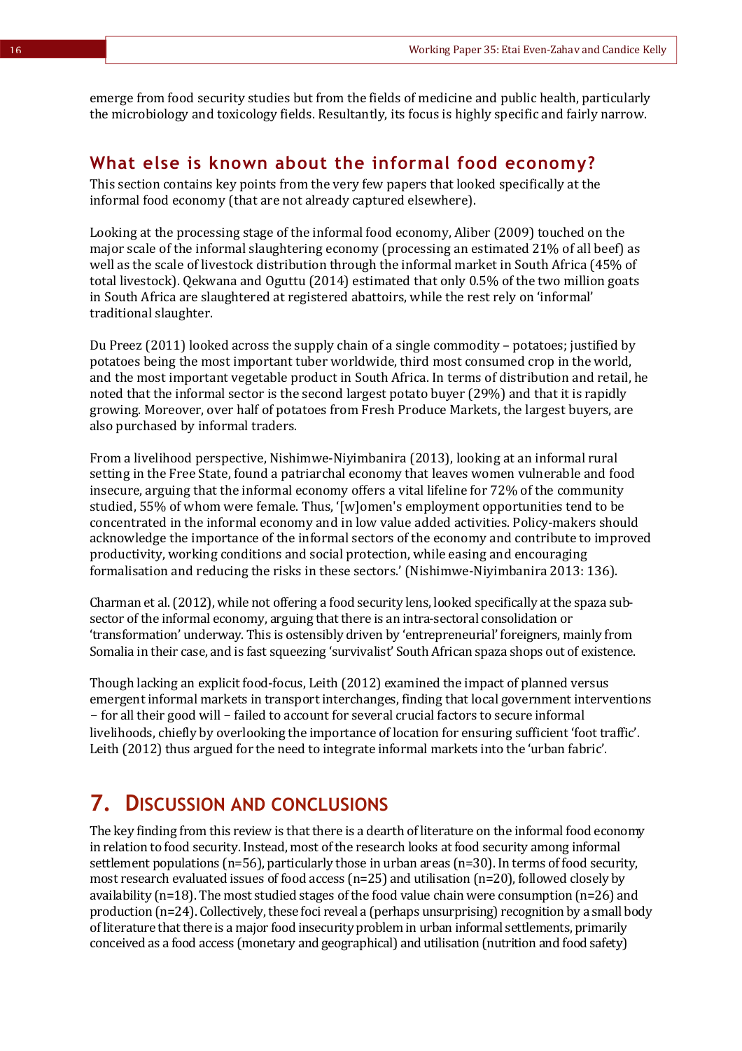emerge from food security studies but from the fields of medicine and public health, particularly the microbiology and toxicology fields. Resultantly, its focus is highly specific and fairly narrow.

### What else is known about the informal food economy?

This section contains key points from the very few papers that looked specifically at the informal food economy (that are not already captured elsewhere).

Looking at the processing stage of the informal food economy, Aliber (2009) touched on the major scale of the informal slaughtering economy (processing an estimated 21% of all beef) as well as the scale of livestock distribution through the informal market in South Africa (45% of total livestock). Qekwana and Oguttu (2014) estimated that only 0.5% of the two million goats in South Africa are slaughtered at registered abattoirs, while the rest rely on 'informal' traditional slaughter.

Du Preez (2011) looked across the supply chain of a single commodity – potatoes; justified by potatoes being the most important tuber worldwide, third most consumed crop in the world, and the most important vegetable product in South Africa. In terms of distribution and retail, he noted that the informal sector is the second largest potato buyer (29%) and that it is rapidly growing. Moreover, over half of potatoes from Fresh Produce Markets, the largest buyers, are also purchased by informal traders.

From a livelihood perspective, Nishimwe-Niyimbanira (2013), looking at an informal rural setting in the Free State, found a patriarchal economy that leaves women vulnerable and food insecure, arguing that the informal economy offers a vital lifeline for 72% of the community studied, 55% of whom were female. Thus, '[w]omen's employment opportunities tend to be concentrated in the informal economy and in low value added activities. Policy-makers should acknowledge the importance of the informal sectors of the economy and contribute to improved productivity, working conditions and social protection, while easing and encouraging formalisation and reducing the risks in these sectors.' (Nishimwe-Niyimbanira 2013: 136).

Charman et al. (2012), while not offering a food security lens, looked specifically at the spaza sub-sector of the informal economy, arguing that there is an intra-sectoral consolidation or 'transformation' underway. This is ostensibly driven by 'entrepreneurial' foreigners, mainly from Somalia in their case, and is fast squeezing 'survivalist' South African spaza shops out of existence.

Though lacking an explicit food-focus, Leith (2012) examined the impact of planned versus emergent informal markets in transport interchanges, finding that local government interventions – for all their good will – failed to account for several crucial factors to secure informal livelihoods, chiefly by overlooking the importance of location for ensuring sufficient 'foot traffic'. Leith (2012) thus argued for the need to integrate informal markets into the 'urban fabric'.

## 7. Discussion and conclusions

The key finding from this review is that there is a dearth of literature on the informal food economy in relation to food security. Instead, most of the research looks at food security among informal settlement populations (n=56), particularly those in urban areas (n=30). In terms of food security, most research evaluated issues of food access (n=25) and utilisation (n=20), followed closely by availability (n=18). The most studied stages of the food value chain were consumption (n=26) and production (n=24). Collectively, these foci reveal a (perhaps unsurprising) recognition by a small body of literature that there is a major food insecurity problem in urban informal settlements, primarily conceived as a food access (monetary and geographical) and utilisation (nutrition and food safety)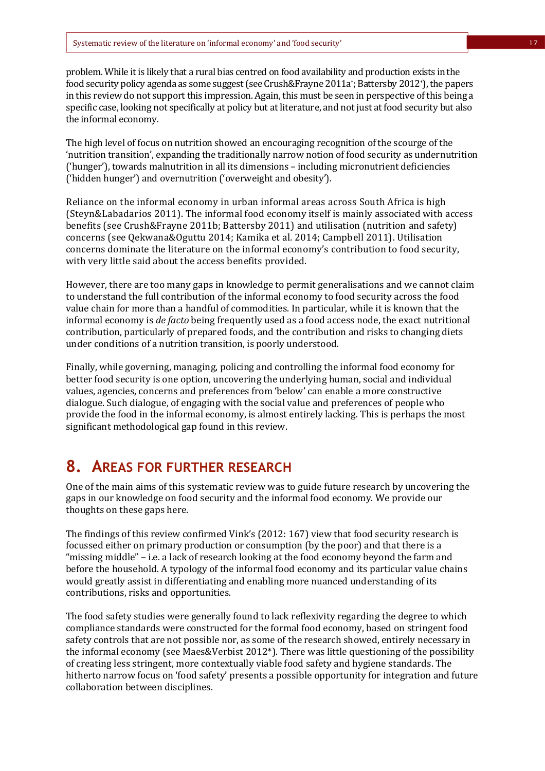problem. While it is likely that a rural bias centred on food availability and production exists in the food security policy agenda as some suggest (see Crush&Frayne 2011a*; Battersby 2012*), the papers in this review do not support this impression. Again, this must be seen in perspective of this being a specific case, looking not specifically at policy but at literature, and not just at food security but also the informal economy.

The high level of focus on nutrition showed an encouraging recognition of the scourge of the 'nutrition transition', expanding the traditionally narrow notion of food security as undernutrition ('hunger'), towards malnutrition in all its dimensions – including micronutrient deficiencies ('hidden hunger') and overnutrition ('overweight and obesity').

Reliance on the informal economy in urban informal areas across South Africa is high (Steyn&Labadarios 2011). The informal food economy itself is mainly associated with access benefits (see Crush&Frayne 2011b; Battersby 2011) and utilisation (nutrition and safety) concerns (see Qekwana&Oguttu 2014; Kamika et al. 2014; Campbell 2011). Utilisation concerns dominate the literature on the informal economy's contribution to food security, with very little said about the access benefits provided.

However, there are too many gaps in knowledge to permit generalisations and we cannot claim to understand the full contribution of the informal economy to food security across the food value chain for more than a handful of commodities. In particular, while it is known that the informal economy is *de facto* being frequently used as a food access node, the exact nutritional contribution, particularly of prepared foods, and the contribution and risks to changing diets under conditions of a nutrition transition, is poorly understood.

Finally, while governing, managing, policing and controlling the informal food economy for better food security is one option, uncovering the underlying human, social and individual values, agencies, concerns and preferences from 'below' can enable a more constructive dialogue. Such dialogue, of engaging with the social value and preferences of people who provide the food in the informal economy, is almost entirely lacking. This is perhaps the most significant methodological gap found in this review.

# 8. Areas for further research

One of the main aims of this systematic review was to guide future research by uncovering the gaps in our knowledge on food security and the informal food economy. We provide our thoughts on these gaps here.

The findings of this review confirmed Vink's (2012: 167) view that food security research is focussed either on primary production or consumption (by the poor) and that there is a "missing middle" – i.e. a lack of research looking at the food economy beyond the farm and before the household. A typology of the informal food economy and its particular value chains would greatly assist in differentiating and enabling more nuanced understanding of its contributions, risks and opportunities.

The food safety studies were generally found to lack reflexivity regarding the degree to which compliance standards were constructed for the formal food economy, based on stringent food safety controls that are not possible nor, as some of the research showed, entirely necessary in the informal economy (see Maes&Verbist 2012*). There was little questioning of the possibility of creating less stringent, more contextually viable food safety and hygiene standards. The hitherto narrow focus on 'food safety' presents a possible opportunity for integration and future collaboration between disciplines.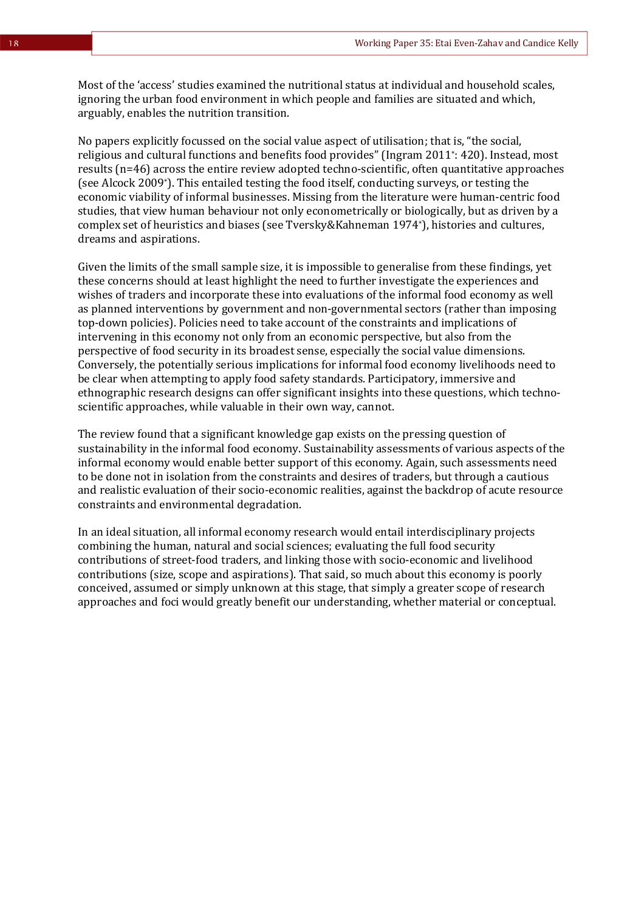Most of the 'access' studies examined the nutritional status at individual and household scales, ignoring the urban food environment in which people and families are situated and which, arguably, enables the nutrition transition.

No papers explicitly focussed on the social value aspect of utilisation; that is, "the social, religious and cultural functions and benefits food provides" (Ingram 2011*: 420). Instead, most results (n=46) across the entire review adopted techno-scientific, often quantitative approaches (see Alcock 2009*). This entailed testing the food itself, conducting surveys, or testing the economic viability of informal businesses. Missing from the literature were human-centric food studies, that view human behaviour not only econometrically or biologically, but as driven by a complex set of heuristics and biases (see Tversky&Kahneman 1974*), histories and cultures, dreams and aspirations.

Given the limits of the small sample size, it is impossible to generalise from these findings, yet these concerns should at least highlight the need to further investigate the experiences and wishes of traders and incorporate these into evaluations of the informal food economy as well as planned interventions by government and non-governmental sectors (rather than imposing top-down policies). Policies need to take account of the constraints and implications of intervening in this economy not only from an economic perspective, but also from the perspective of food security in its broadest sense, especially the social value dimensions. Conversely, the potentially serious implications for informal food economy livelihoods need to be clear when attempting to apply food safety standards. Participatory, immersive and ethnographic research designs can offer significant insights into these questions, which techno-scientific approaches, while valuable in their own way, cannot.

The review found that a significant knowledge gap exists on the pressing question of sustainability in the informal food economy. Sustainability assessments of various aspects of the informal economy would enable better support of this economy. Again, such assessments need to be done not in isolation from the constraints and desires of traders, but through a cautious and realistic evaluation of their socio-economic realities, against the backdrop of acute resource constraints and environmental degradation.

In an ideal situation, all informal economy research would entail interdisciplinary projects combining the human, natural and social sciences; evaluating the full food security contributions of street-food traders, and linking those with socio-economic and livelihood contributions (size, scope and aspirations). That said, so much about this economy is poorly conceived, assumed or simply unknown at this stage, that simply a greater scope of research approaches and foci would greatly benefit our understanding, whether material or conceptual.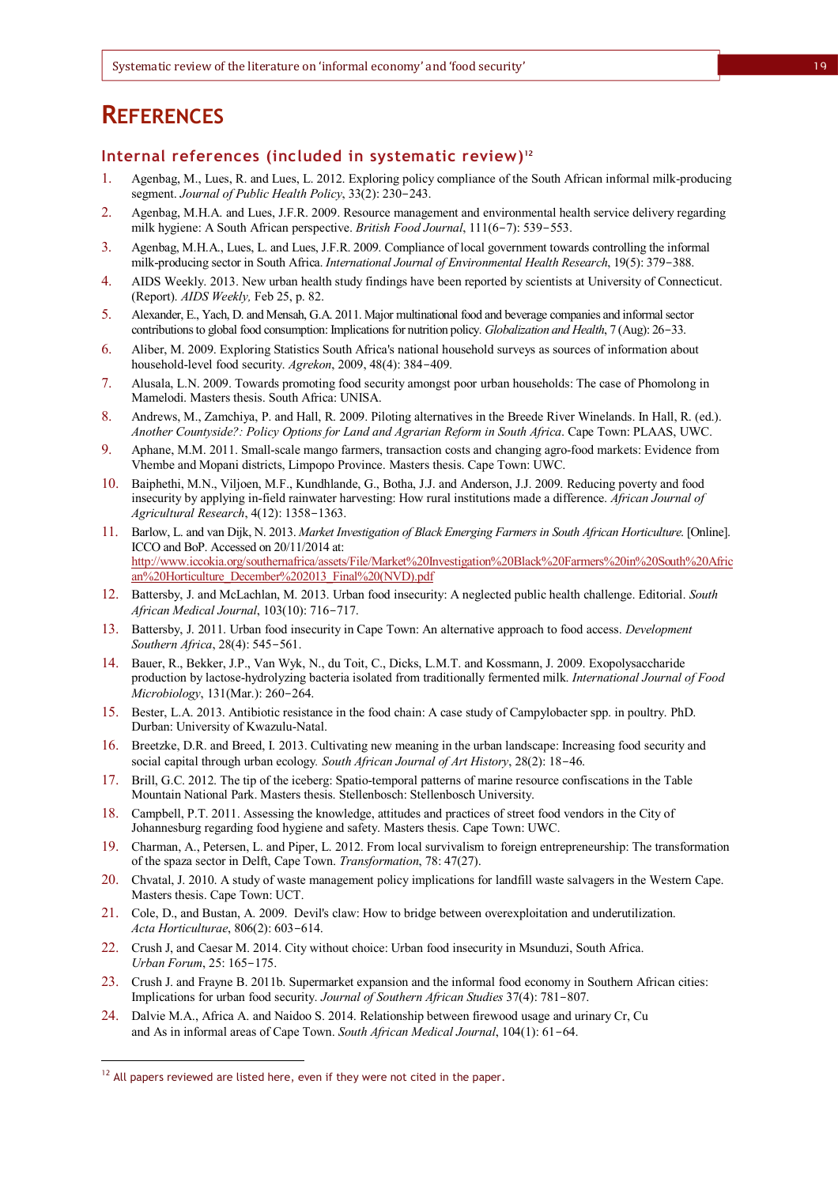# REFERENCES

## Internal references (included in systematic review)[12]

1. Agenbag, M., Lues, R. and Lues, L. 2012. Exploring policy compliance of the South African informal milk-producing segment. *Journal of Public Health Policy*, 33(2): 230−243.
2. Agenbag, M.H.A. and Lues, J.F.R. 2009. Resource management and environmental health service delivery regarding milk hygiene: A South African perspective. *British Food Journal*, 111(6−7): 539−553.
3. Agenbag, M.H.A., Lues, L. and Lues, J.F.R. 2009. Compliance of local government towards controlling the informal milk-producing sector in South Africa. *International Journal of Environmental Health Research*, 19(5): 379−388.
4. AIDS Weekly. 2013. New urban health study findings have been reported by scientists at University of Connecticut. (Report). *AIDS Weekly,* Feb 25, p. 82.
5. Alexander, E., Yach, D. and Mensah, G.A. 2011. Major multinational food and beverage companies and informal sector contributions to global food consumption: Implications for nutrition policy. *Globalization and Health*, 7 (Aug): 26−33.
6. Aliber, M. 2009. Exploring Statistics South Africa's national household surveys as sources of information about household-level food security. *Agrekon*, 2009, 48(4): 384−409.
7. Alusala, L.N. 2009. Towards promoting food security amongst poor urban households: The case of Phomolong in Mamelodi. Masters thesis. South Africa: UNISA.
8. Andrews, M., Zamchiya, P. and Hall, R. 2009. Piloting alternatives in the Breede River Winelands. In Hall, R. (ed.). *Another Countyside?: Policy Options for Land and Agrarian Reform in South Africa*. Cape Town: PLAAS, UWC.
9. Aphane, M.M. 2011. Small-scale mango farmers, transaction costs and changing agro-food markets: Evidence from Vhembe and Mopani districts, Limpopo Province. Masters thesis. Cape Town: UWC.
10. Baiphethi, M.N., Viljoen, M.F., Kundhlande, G., Botha, J.J. and Anderson, J.J. 2009. Reducing poverty and food insecurity by applying in-field rainwater harvesting: How rural institutions made a difference. *African Journal of Agricultural Research*, 4(12): 1358−1363.
11. Barlow, L. and van Dijk, N. 2013. *Market Investigation of Black Emerging Farmers in South African Horticulture.* [Online]. ICCO and BoP. Accessed on 20/11/2014 at: http://www.iccokia.org/southernafrica/assets/File/Market%20Investigation%20Black%20Farmers%20in%20South%20African%20Horticulture_December%202013_Final%20(NVD).pdf
12. Battersby, J. and McLachlan, M. 2013. Urban food insecurity: A neglected public health challenge. Editorial. *South African Medical Journal*, 103(10): 716−717.
13. Battersby, J. 2011. Urban food insecurity in Cape Town: An alternative approach to food access. *Development Southern Africa*, 28(4): 545−561.
14. Bauer, R., Bekker, J.P., Van Wyk, N., du Toit, C., Dicks, L.M.T. and Kossmann, J. 2009. Exopolysaccharide production by lactose-hydrolyzing bacteria isolated from traditionally fermented milk. *International Journal of Food Microbiology*, 131(Mar.): 260−264.
15. Bester, L.A. 2013. Antibiotic resistance in the food chain: A case study of Campylobacter spp. in poultry. PhD. Durban: University of Kwazulu-Natal.
16. Breetzke, D.R. and Breed, I. 2013. Cultivating new meaning in the urban landscape: Increasing food security and social capital through urban ecology. *South African Journal of Art History*, 28(2): 18−46.
17. Brill, G.C. 2012. The tip of the iceberg: Spatio-temporal patterns of marine resource confiscations in the Table Mountain National Park. Masters thesis. Stellenbosch: Stellenbosch University.
18. Campbell, P.T. 2011. Assessing the knowledge, attitudes and practices of street food vendors in the City of Johannesburg regarding food hygiene and safety. Masters thesis. Cape Town: UWC.
19. Charman, A., Petersen, L. and Piper, L. 2012. From local survivalism to foreign entrepreneurship: The transformation of the spaza sector in Delft, Cape Town. *Transformation*, 78: 47(27).
20. Chvatal, J. 2010. A study of waste management policy implications for landfill waste salvagers in the Western Cape. Masters thesis. Cape Town: UCT.
21. Cole, D., and Bustan, A. 2009. Devil's claw: How to bridge between overexploitation and underutilization. *Acta Horticulturae*, 806(2): 603−614.
22. Crush J, and Caesar M. 2014. City without choice: Urban food insecurity in Msunduzi, South Africa. *Urban Forum*, 25: 165−175.
23. Crush J. and Frayne B. 2011b. Supermarket expansion and the informal food economy in Southern African cities: Implications for urban food security. *Journal of Southern African Studies* 37(4): 781−807.
24. Dalvie M.A., Africa A. and Naidoo S. 2014. Relationship between firewood usage and urinary Cr, Cu and As in informal areas of Cape Town. *South African Medical Journal*, 104(1): 61−64.

[12] All papers reviewed are listed here, even if they were not cited in the paper.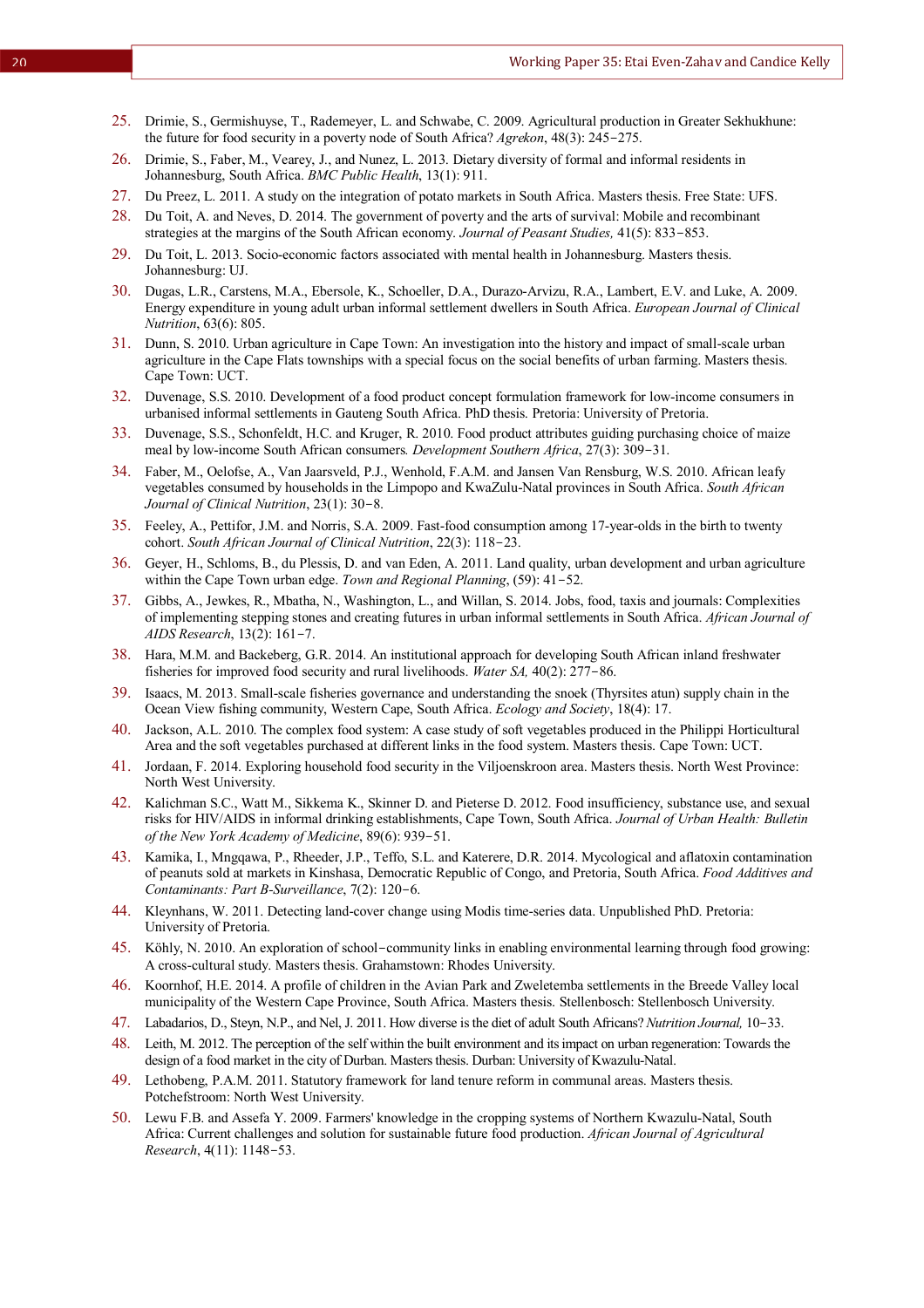25. Drimie, S., Germishuyse, T., Rademeyer, L. and Schwabe, C. 2009. Agricultural production in Greater Sekhukhune: the future for food security in a poverty node of South Africa? *Agrekon*, 48(3): 245−275.
26. Drimie, S., Faber, M., Vearey, J., and Nunez, L. 2013. Dietary diversity of formal and informal residents in Johannesburg, South Africa. *BMC Public Health*, 13(1): 911.
27. Du Preez, L. 2011. A study on the integration of potato markets in South Africa. Masters thesis. Free State: UFS.
28. Du Toit, A. and Neves, D. 2014. The government of poverty and the arts of survival: Mobile and recombinant strategies at the margins of the South African economy. *Journal of Peasant Studies,* 41(5): 833−853.
29. Du Toit, L. 2013. Socio-economic factors associated with mental health in Johannesburg. Masters thesis. Johannesburg: UJ.
30. Dugas, L.R., Carstens, M.A., Ebersole, K., Schoeller, D.A., Durazo-Arvizu, R.A., Lambert, E.V. and Luke, A. 2009. Energy expenditure in young adult urban informal settlement dwellers in South Africa. *European Journal of Clinical Nutrition*, 63(6): 805.
31. Dunn, S. 2010. Urban agriculture in Cape Town: An investigation into the history and impact of small-scale urban agriculture in the Cape Flats townships with a special focus on the social benefits of urban farming. Masters thesis. Cape Town: UCT.
32. Duvenage, S.S. 2010. Development of a food product concept formulation framework for low-income consumers in urbanised informal settlements in Gauteng South Africa. PhD thesis. Pretoria: University of Pretoria.
33. Duvenage, S.S., Schonfeldt, H.C. and Kruger, R. 2010. Food product attributes guiding purchasing choice of maize meal by low-income South African consumers*. Development Southern Africa*, 27(3): 309−31.
34. Faber, M., Oelofse, A., Van Jaarsveld, P.J., Wenhold, F.A.M. and Jansen Van Rensburg, W.S. 2010. African leafy vegetables consumed by households in the Limpopo and KwaZulu-Natal provinces in South Africa. *South African Journal of Clinical Nutrition*, 23(1): 30−8.
35. Feeley, A., Pettifor, J.M. and Norris, S.A. 2009. Fast-food consumption among 17-year-olds in the birth to twenty cohort. *South African Journal of Clinical Nutrition*, 22(3): 118−23.
36. Geyer, H., Schloms, B., du Plessis, D. and van Eden, A. 2011. Land quality, urban development and urban agriculture within the Cape Town urban edge. *Town and Regional Planning*, (59): 41−52.
37. Gibbs, A., Jewkes, R., Mbatha, N., Washington, L., and Willan, S. 2014. Jobs, food, taxis and journals: Complexities of implementing stepping stones and creating futures in urban informal settlements in South Africa. *African Journal of AIDS Research*, 13(2): 161−7.
38. Hara, M.M. and Backeberg, G.R. 2014. An institutional approach for developing South African inland freshwater fisheries for improved food security and rural livelihoods. *Water SA,* 40(2): 277−86.
39. Isaacs, M. 2013. Small-scale fisheries governance and understanding the snoek (Thyrsites atun) supply chain in the Ocean View fishing community, Western Cape, South Africa. *Ecology and Society*, 18(4): 17.
40. Jackson, A.L. 2010. The complex food system: A case study of soft vegetables produced in the Philippi Horticultural Area and the soft vegetables purchased at different links in the food system. Masters thesis. Cape Town: UCT.
41. Jordaan, F. 2014. Exploring household food security in the Viljoenskroon area. Masters thesis. North West Province: North West University.
42. Kalichman S.C., Watt M., Sikkema K., Skinner D. and Pieterse D. 2012. Food insufficiency, substance use, and sexual risks for HIV/AIDS in informal drinking establishments, Cape Town, South Africa. *Journal of Urban Health: Bulletin of the New York Academy of Medicine*, 89(6): 939−51.
43. Kamika, I., Mngqawa, P., Rheeder, J.P., Teffo, S.L. and Katerere, D.R. 2014. Mycological and aflatoxin contamination of peanuts sold at markets in Kinshasa, Democratic Republic of Congo, and Pretoria, South Africa. *Food Additives and Contaminants: Part B-Surveillance*, 7(2): 120−6.
44. Kleynhans, W. 2011. Detecting land-cover change using Modis time-series data. Unpublished PhD. Pretoria: University of Pretoria.
45. Köhly, N. 2010. An exploration of school−community links in enabling environmental learning through food growing: A cross-cultural study. Masters thesis. Grahamstown: Rhodes University.
46. Koornhof, H.E. 2014. A profile of children in the Avian Park and Zweletemba settlements in the Breede Valley local municipality of the Western Cape Province, South Africa. Masters thesis. Stellenbosch: Stellenbosch University.
47. Labadarios, D., Steyn, N.P., and Nel, J. 2011. How diverse is the diet of adult South Africans? *Nutrition Journal,* 10−33.
48. Leith, M. 2012. The perception of the self within the built environment and its impact on urban regeneration: Towards the design of a food market in the city of Durban. Masters thesis. Durban: University of Kwazulu-Natal.
49. Lethobeng, P.A.M. 2011. Statutory framework for land tenure reform in communal areas. Masters thesis. Potchefstroom: North West University.
50. Lewu F.B. and Assefa Y. 2009. Farmers' knowledge in the cropping systems of Northern Kwazulu-Natal, South Africa: Current challenges and solution for sustainable future food production. *African Journal of Agricultural Research*, 4(11): 1148−53.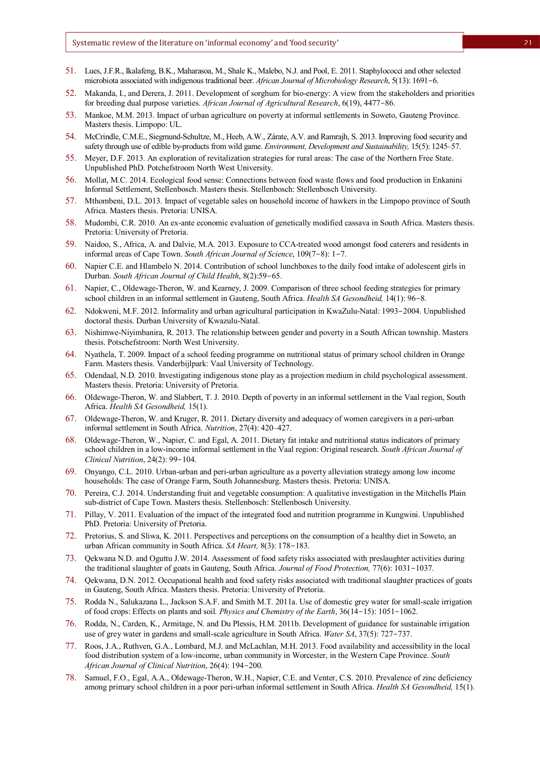51. Lues, J.F.R., Ikalafeng, B.K., Maharasoa, M., Shale K., Malebo, N.J. and Pool, E. 2011. Staphylococci and other selected microbiota associated with indigenous traditional beer. *African Journal of Microbiology Research*, 5(13): 1691–6.
52. Makanda, I., and Derera, J. 2011. Development of sorghum for bio-energy: A view from the stakeholders and priorities for breeding dual purpose varieties. *African Journal of Agricultural Research*, 6(19), 4477–86.
53. Mankoe, M.M. 2013. Impact of urban agriculture on poverty at informal settlements in Soweto, Gauteng Province. Masters thesis. Limpopo: UL.
54. McCrindle, C.M.E., Siegmund-Schultze, M., Heeb, A.W., Zárate, A.V. and Ramrajh, S. 2013. Improving food security and safety through use of edible by-products from wild game. *Environment, Development and Sustainability,* 15(5): 1245–57.
55. Meyer, D.F. 2013. An exploration of revitalization strategies for rural areas: The case of the Northern Free State. Unpublished PhD. Potchefstroom North West University.
56. Mollat, M.C. 2014. Ecological food sense: Connections between food waste flows and food production in Enkanini Informal Settlement, Stellenbosch. Masters thesis. Stellenbosch: Stellenbosch University.
57. Mthombeni, D.L. 2013. Impact of vegetable sales on household income of hawkers in the Limpopo province of South Africa. Masters thesis. Pretoria: UNISA.
58. Mudombi, C.R. 2010. An ex-ante economic evaluation of genetically modified cassava in South Africa. Masters thesis. Pretoria: University of Pretoria.
59. Naidoo, S., Africa, A. and Dalvie, M.A. 2013. Exposure to CCA-treated wood amongst food caterers and residents in informal areas of Cape Town. *South African Journal of Science*, 109(7–8): 1–7.
60. Napier C.E. and Hlambelo N. 2014. Contribution of school lunchboxes to the daily food intake of adolescent girls in Durban. *South African Journal of Child Health*, 8(2):59–65.
61. Napier, C., Oldewage-Theron, W. and Kearney, J. 2009. Comparison of three school feeding strategies for primary school children in an informal settlement in Gauteng, South Africa. *Health SA Gesondheid,* 14(1): 96–8.
62. Ndokweni, M.F. 2012. Informality and urban agricultural participation in KwaZulu-Natal: 1993–2004. Unpublished doctoral thesis. Durban University of Kwazulu-Natal.
63. Nishimwe-Niyimbanira, R. 2013. The relationship between gender and poverty in a South African township. Masters thesis. Potschefstroom: North West University.
64. Nyathela, T. 2009. Impact of a school feeding programme on nutritional status of primary school children in Orange Farm. Masters thesis. Vanderbijlpark: Vaal University of Technology.
65. Odendaal, N.D. 2010. Investigating indigenous stone play as a projection medium in child psychological assessment. Masters thesis. Pretoria: University of Pretoria.
66. Oldewage-Theron, W. and Slabbert, T. J. 2010. Depth of poverty in an informal settlement in the Vaal region, South Africa. *Health SA Gesondheid,* 15(1).
67. Oldewage-Theron, W. and Kruger, R. 2011. Dietary diversity and adequacy of women caregivers in a peri-urban informal settlement in South Africa. *Nutrition*, 27(4): 420–427.
68. Oldewage-Theron, W., Napier, C. and Egal, A. 2011. Dietary fat intake and nutritional status indicators of primary school children in a low-income informal settlement in the Vaal region: Original research. *South African Journal of Clinical Nutrition*, 24(2): 99–104.
69. Onyango, C.L. 2010. Urban-urban and peri-urban agriculture as a poverty alleviation strategy among low income households: The case of Orange Farm, South Johannesburg. Masters thesis. Pretoria: UNISA.
70. Pereira, C.J. 2014. Understanding fruit and vegetable consumption: A qualitative investigation in the Mitchells Plain sub-district of Cape Town. Masters thesis. Stellenbosch: Stellenbosch University.
71. Pillay, V. 2011. Evaluation of the impact of the integrated food and nutrition programme in Kungwini. Unpublished PhD. Pretoria: University of Pretoria.
72. Pretorius, S. and Sliwa, K. 2011. Perspectives and perceptions on the consumption of a healthy diet in Soweto, an urban African community in South Africa. *SA Heart,* 8(3): 178–183.
73. Qekwana N.D. and Oguttu J.W. 2014. Assessment of food safety risks associated with preslaughter activities during the traditional slaughter of goats in Gauteng, South Africa. *Journal of Food Protection,* 77(6): 1031–1037.
74. Qekwana, D.N. 2012. Occupational health and food safety risks associated with traditional slaughter practices of goats in Gauteng, South Africa. Masters thesis. Pretoria: University of Pretoria.
75. Rodda N., Salukazana L., Jackson S.A.F. and Smith M.T. 2011a. Use of domestic grey water for small-scale irrigation of food crops: Effects on plants and soil. *Physics and Chemistry of the Earth*, 36(14–15): 1051–1062.
76. Rodda, N., Carden, K., Armitage, N. and Du Plessis, H.M. 2011b. Development of guidance for sustainable irrigation use of grey water in gardens and small-scale agriculture in South Africa. *Water SA*, 37(5): 727–737.
77. Roos, J.A., Ruthven, G.A., Lombard, M.J. and McLachlan, M.H. 2013. Food availability and accessibility in the local food distribution system of a low-income, urban community in Worcester, in the Western Cape Province. *South African Journal of Clinical Nutrition*, 26(4): 194–200.
78. Samuel, F.O., Egal, A.A., Oldewage-Theron, W.H., Napier, C.E. and Venter, C.S. 2010. Prevalence of zinc deficiency among primary school children in a poor peri-urban informal settlement in South Africa. *Health SA Gesondheid,* 15(1).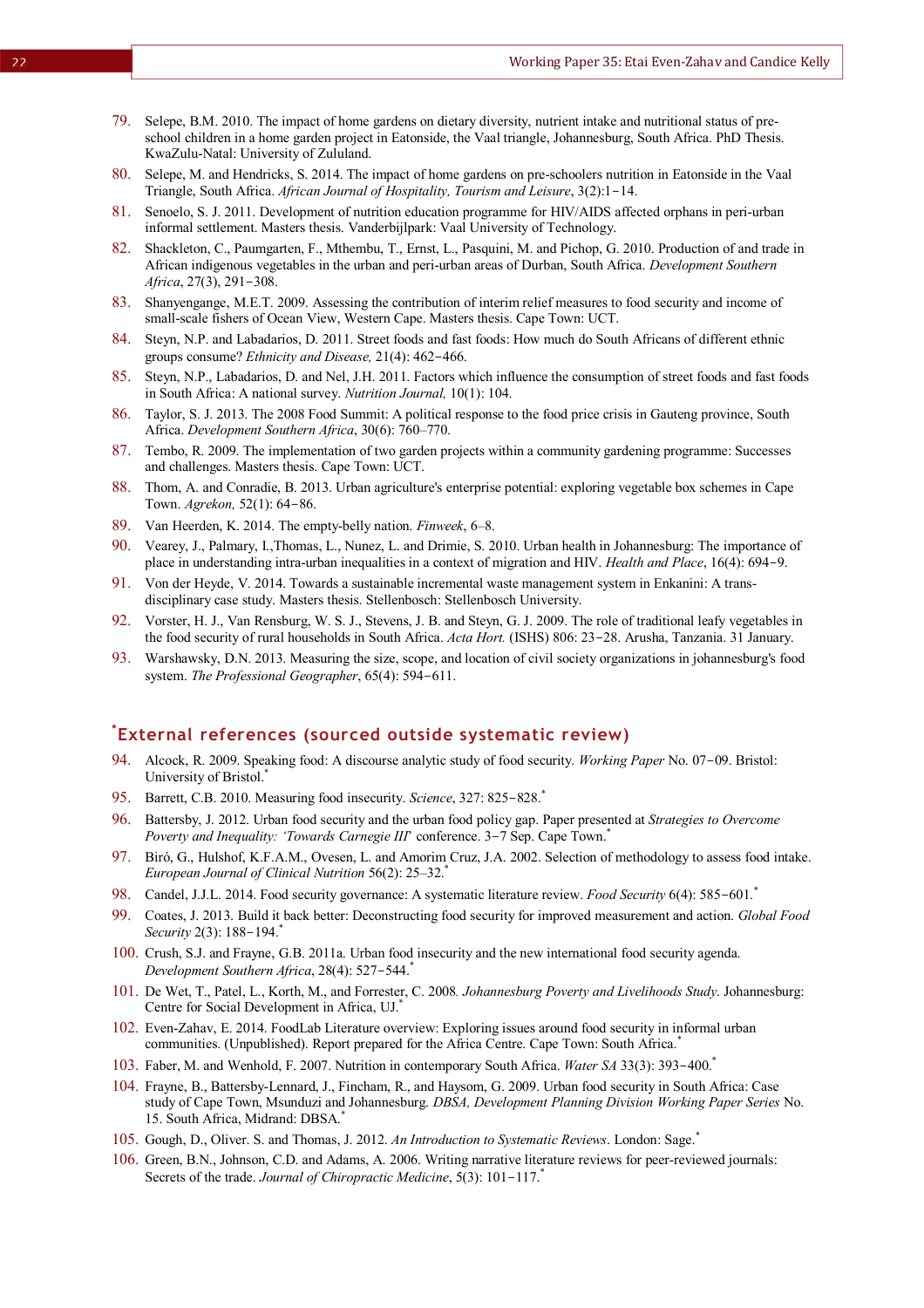79. Selepe, B.M. 2010. The impact of home gardens on dietary diversity, nutrient intake and nutritional status of pre-school children in a home garden project in Eatonside, the Vaal triangle, Johannesburg, South Africa. PhD Thesis. KwaZulu-Natal: University of Zululand.
80. Selepe, M. and Hendricks, S. 2014. The impact of home gardens on pre-schoolers nutrition in Eatonside in the Vaal Triangle, South Africa. *African Journal of Hospitality, Tourism and Leisure*, 3(2):1−14.
81. Senoelo, S. J. 2011. Development of nutrition education programme for HIV/AIDS affected orphans in peri-urban informal settlement. Masters thesis. Vanderbijlpark: Vaal University of Technology.
82. Shackleton, C., Paumgarten, F., Mthembu, T., Ernst, L., Pasquini, M. and Pichop, G. 2010. Production of and trade in African indigenous vegetables in the urban and peri-urban areas of Durban, South Africa. *Development Southern Africa*, 27(3), 291−308.
83. Shanyengange, M.E.T. 2009. Assessing the contribution of interim relief measures to food security and income of small-scale fishers of Ocean View, Western Cape. Masters thesis. Cape Town: UCT.
84. Steyn, N.P. and Labadarios, D. 2011. Street foods and fast foods: How much do South Africans of different ethnic groups consume? *Ethnicity and Disease,* 21(4): 462−466.
85. Steyn, N.P., Labadarios, D. and Nel, J.H. 2011. Factors which influence the consumption of street foods and fast foods in South Africa: A national survey. *Nutrition Journal,* 10(1): 104.
86. Taylor, S. J. 2013. The 2008 Food Summit: A political response to the food price crisis in Gauteng province, South Africa. *Development Southern Africa*, 30(6): 760–770.
87. Tembo, R. 2009. The implementation of two garden projects within a community gardening programme: Successes and challenges. Masters thesis. Cape Town: UCT.
88. Thom, A. and Conradie, B. 2013. Urban agriculture's enterprise potential: exploring vegetable box schemes in Cape Town. *Agrekon,* 52(1): 64−86.
89. Van Heerden, K. 2014. The empty-belly nation. *Finweek*, 6–8.
90. Vearey, J., Palmary, I.,Thomas, L., Nunez, L. and Drimie, S. 2010. Urban health in Johannesburg: The importance of place in understanding intra-urban inequalities in a context of migration and HIV. *Health and Place*, 16(4): 694−9.
91. Von der Heyde, V. 2014. Towards a sustainable incremental waste management system in Enkanini: A trans-disciplinary case study. Masters thesis. Stellenbosch: Stellenbosch University.
92. Vorster, H. J., Van Rensburg, W. S. J., Stevens, J. B. and Steyn, G. J. 2009. The role of traditional leafy vegetables in the food security of rural households in South Africa. *Acta Hort.* (ISHS) 806: 23−28. Arusha, Tanzania. 31 January.
93. Warshawsky, D.N. 2013. Measuring the size, scope, and location of civil society organizations in johannesburg's food system. *The Professional Geographer*, 65(4): 594−611.

## *External references (sourced outside systematic review)

94. Alcock, R. 2009. Speaking food: A discourse analytic study of food security. *Working Paper* No. 07−09. Bristol: University of Bristol.*
95. Barrett, C.B. 2010. Measuring food insecurity. *Science*, 327: 825−828.*
96. Battersby, J. 2012. Urban food security and the urban food policy gap. Paper presented at *Strategies to Overcome Poverty and Inequality: 'Towards Carnegie III*' conference. 3−7 Sep. Cape Town.*
97. Biró, G., Hulshof, K.F.A.M., Ovesen, L. and Amorim Cruz, J.A. 2002. Selection of methodology to assess food intake. *European Journal of Clinical Nutrition* 56(2): 25–32.*
98. Candel, J.J.L. 2014. Food security governance: A systematic literature review. *Food Security* 6(4): 585−601.*
99. Coates, J. 2013. Build it back better: Deconstructing food security for improved measurement and action. *Global Food Security* 2(3): 188−194.*
100. Crush, S.J. and Frayne, G.B. 2011a. Urban food insecurity and the new international food security agenda. *Development Southern Africa*, 28(4): 527−544.*
101. De Wet, T., Patel, L., Korth, M., and Forrester, C. 2008*. Johannesburg Poverty and Livelihoods Study*. Johannesburg: Centre for Social Development in Africa, UJ.*
102. Even-Zahav, E. 2014. FoodLab Literature overview: Exploring issues around food security in informal urban communities. (Unpublished). Report prepared for the Africa Centre. Cape Town: South Africa.*
103. Faber, M. and Wenhold, F. 2007. Nutrition in contemporary South Africa. *Water SA* 33(3): 393−400.*
104. Frayne, B., Battersby-Lennard, J., Fincham, R., and Haysom, G. 2009. Urban food security in South Africa: Case study of Cape Town, Msunduzi and Johannesburg. *DBSA, Development Planning Division Working Paper Series* No. 15. South Africa, Midrand: DBSA.*
105. Gough, D., Oliver. S. and Thomas, J. 2012. *An Introduction to Systematic Reviews*. London: Sage.*
106. Green, B.N., Johnson, C.D. and Adams, A. 2006. Writing narrative literature reviews for peer-reviewed journals: Secrets of the trade. *Journal of Chiropractic Medicine*, 5(3): 101−117.*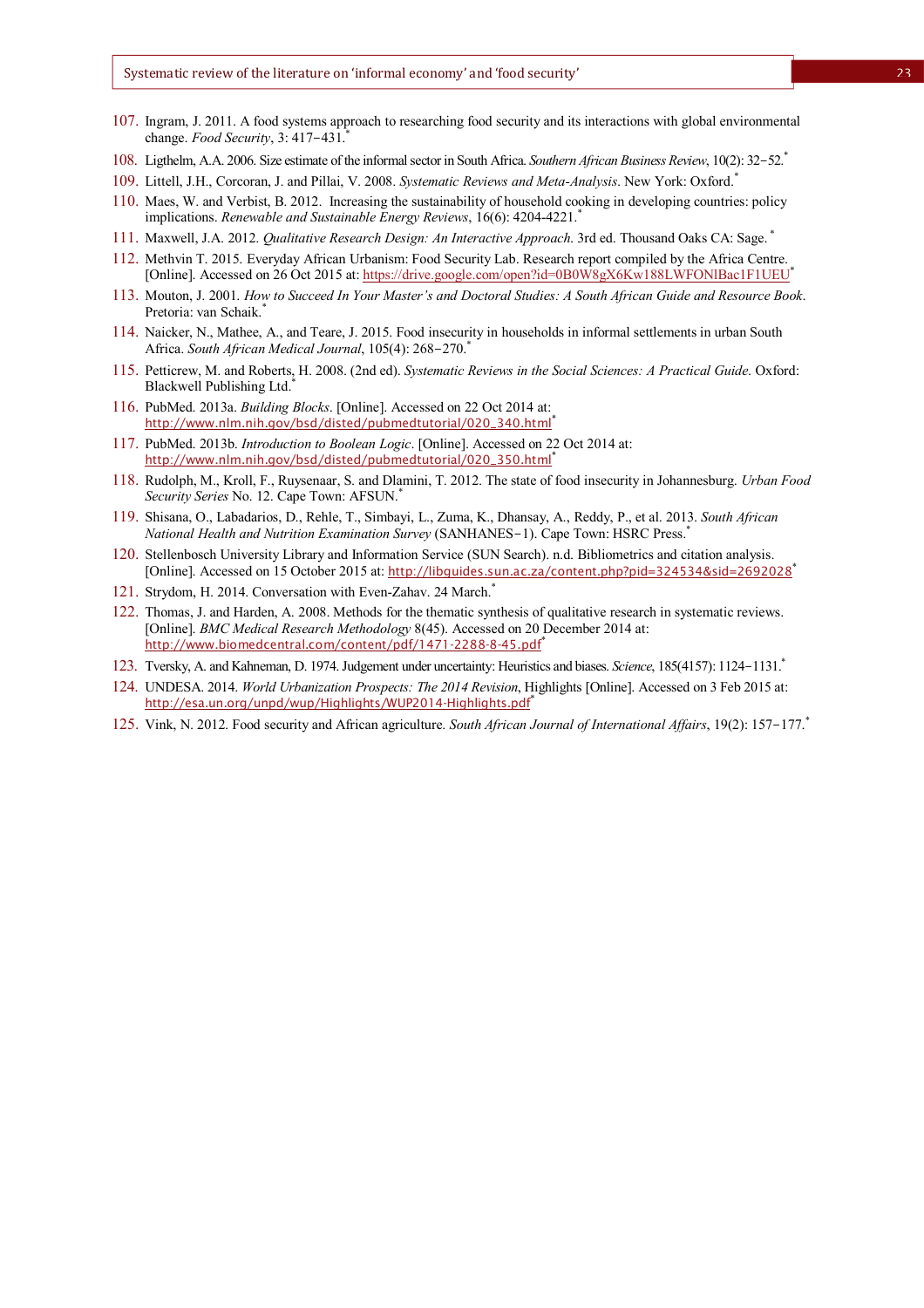107. Ingram, J. 2011. A food systems approach to researching food security and its interactions with global environmental change. *Food Security*, 3: 417–431.*
108. Ligthelm, A.A. 2006. Size estimate of the informal sector in South Africa. *Southern African Business Review*, 10(2): 32–52.*
109. Littell, J.H., Corcoran, J. and Pillai, V. 2008. *Systematic Reviews and Meta-Analysis*. New York: Oxford.*
110. Maes, W. and Verbist, B. 2012. Increasing the sustainability of household cooking in developing countries: policy implications. *Renewable and Sustainable Energy Reviews*, 16(6): 4204-4221.*
111. Maxwell, J.A. 2012. *Qualitative Research Design: An Interactive Approach*. 3rd ed. Thousand Oaks CA: Sage. *
112. Methvin T. 2015. Everyday African Urbanism: Food Security Lab. Research report compiled by the Africa Centre. [Online]. Accessed on 26 Oct 2015 at: https://drive.google.com/open?id=0B0W8gX6Kw188LWFONlBac1F1UEU*
113. Mouton, J. 2001. *How to Succeed In Your Master's and Doctoral Studies: A South African Guide and Resource Book*. Pretoria: van Schaik.*
114. Naicker, N., Mathee, A., and Teare, J. 2015. Food insecurity in households in informal settlements in urban South Africa. *South African Medical Journal*, 105(4): 268–270.*
115. Petticrew, M. and Roberts, H. 2008. (2nd ed). *Systematic Reviews in the Social Sciences: A Practical Guide*. Oxford: Blackwell Publishing Ltd.*
116. PubMed. 2013a. *Building Blocks*. [Online]. Accessed on 22 Oct 2014 at: http://www.nlm.nih.gov/bsd/disted/pubmedtutorial/020_340.html*
117. PubMed. 2013b. *Introduction to Boolean Logic*. [Online]. Accessed on 22 Oct 2014 at: http://www.nlm.nih.gov/bsd/disted/pubmedtutorial/020_350.html*
118. Rudolph, M., Kroll, F., Ruysenaar, S. and Dlamini, T. 2012. The state of food insecurity in Johannesburg. *Urban Food Security Series* No. 12. Cape Town: AFSUN.*
119. Shisana, O., Labadarios, D., Rehle, T., Simbayi, L., Zuma, K., Dhansay, A., Reddy, P., et al. 2013. *South African National Health and Nutrition Examination Survey* (SANHANES-1). Cape Town: HSRC Press.*
120. Stellenbosch University Library and Information Service (SUN Search). n.d. Bibliometrics and citation analysis. [Online]. Accessed on 15 October 2015 at: http://libguides.sun.ac.za/content.php?pid=324534&sid=2692028*
121. Strydom, H. 2014. Conversation with Even-Zahav. 24 March.*
122. Thomas, J. and Harden, A. 2008. Methods for the thematic synthesis of qualitative research in systematic reviews. [Online]. *BMC Medical Research Methodology* 8(45). Accessed on 20 December 2014 at: http://www.biomedcentral.com/content/pdf/1471-2288-8-45.pdf*
123. Tversky, A. and Kahneman, D. 1974. Judgement under uncertainty: Heuristics and biases. *Science*, 185(4157): 1124–1131.*
124. UNDESA. 2014. *World Urbanization Prospects: The 2014 Revision*, Highlights [Online]. Accessed on 3 Feb 2015 at: http://esa.un.org/unpd/wup/Highlights/WUP2014-Highlights.pdf*
125. Vink, N. 2012. Food security and African agriculture. *South African Journal of International Affairs*, 19(2): 157–177.*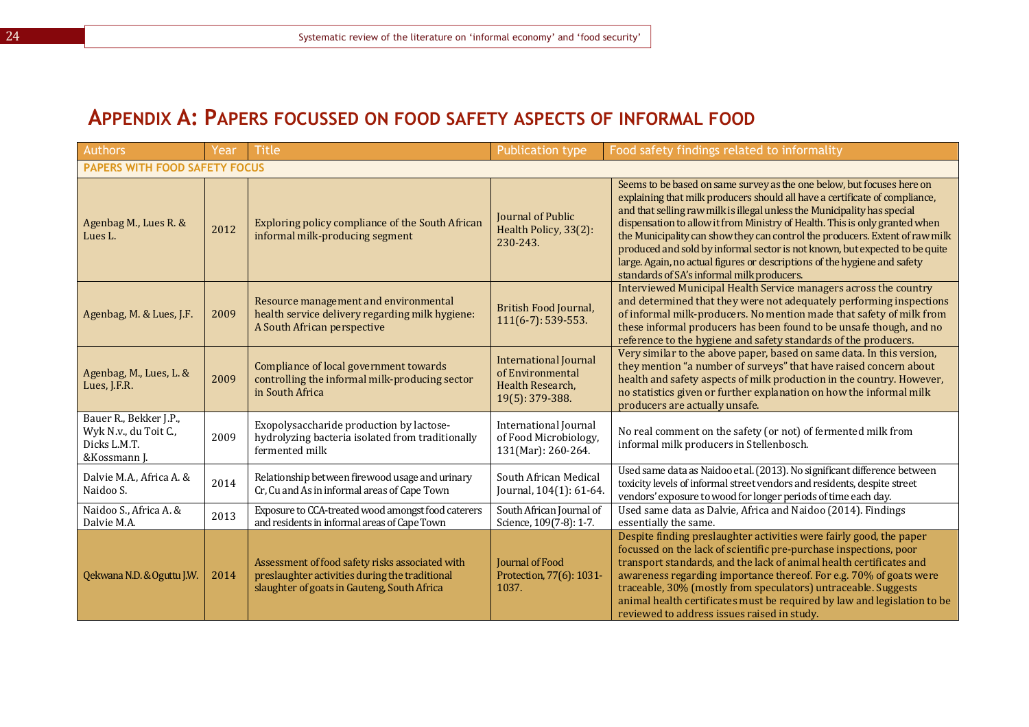# Appendix A: Papers focussed on food safety aspects of informal food

| Authors | Year | Title | Publication type | Food safety findings related to informality |
|---|---|---|---|---|
| **PAPERS WITH FOOD SAFETY FOCUS** | | | | |
| Agenbag M., Lues R. & Lues L. | 2012 | Exploring policy compliance of the South African informal milk-producing segment | Journal of Public Health Policy, 33(2): 230-243. | Seems to be based on same survey as the one below, but focuses here on explaining that milk producers should all have a certificate of compliance, and that selling raw milk is illegal unless the Municipality has special dispensation to allow it from Ministry of Health. This is only granted when the Municipality can show they can control the producers. Extent of raw milk produced and sold by informal sector is not known, but expected to be quite large. Again, no actual figures or descriptions of the hygiene and safety standards of SA's informal milk producers. |
| Agenbag, M. & Lues, J.F. | 2009 | Resource management and environmental health service delivery regarding milk hygiene: A South African perspective | British Food Journal, 111(6-7): 539-553. | Interviewed Municipal Health Service managers across the country and determined that they were not adequately performing inspections of informal milk-producers. No mention made that safety of milk from these informal producers has been found to be unsafe though, and no reference to the hygiene and safety standards of the producers. |
| Agenbag, M., Lues, L. & Lues, J.F.R. | 2009 | Compliance of local government towards controlling the informal milk-producing sector in South Africa | International Journal of Environmental Health Research, 19(5): 379-388. | Very similar to the above paper, based on same data. In this version, they mention "a number of surveys" that have raised concern about health and safety aspects of milk production in the country. However, no statistics given or further explanation on how the informal milk producers are actually unsafe. |
| Bauer R., Bekker J.P., Wyk N.v., du Toit C., Dicks L.M.T. &Kossmann J. | 2009 | Exopolysaccharide production by lactose-hydrolyzing bacteria isolated from traditionally fermented milk | International Journal of Food Microbiology, 131(Mar): 260-264. | No real comment on the safety (or not) of fermented milk from informal milk producers in Stellenbosch. |
| Dalvie M.A., Africa A. & Naidoo S. | 2014 | Relationship between firewood usage and urinary Cr, Cu and As in informal areas of Cape Town | South African Medical Journal, 104(1): 61-64. | Used same data as Naidoo et al. (2013). No significant difference between toxicity levels of informal street vendors and residents, despite street vendors' exposure to wood for longer periods of time each day. |
| Naidoo S., Africa A. & Dalvie M.A. | 2013 | Exposure to CCA-treated wood amongst food caterers and residents in informal areas of Cape Town | South African Journal of Science, 109(7-8): 1-7. | Used same data as Dalvie, Africa and Naidoo (2014). Findings essentially the same. |
| Qekwana N.D. & Oguttu J.W. | 2014 | Assessment of food safety risks associated with preslaughter activities during the traditional slaughter of goats in Gauteng, South Africa | Journal of Food Protection, 77(6): 1031-1037. | Despite finding preslaughter activities were fairly good, the paper focussed on the lack of scientific pre-purchase inspections, poor transport standards, and the lack of animal health certificates and awareness regarding importance thereof. For e.g. 70% of goats were traceable, 30% (mostly from speculators) untraceable. Suggests animal health certificates must be required by law and legislation to be reviewed to address issues raised in study. |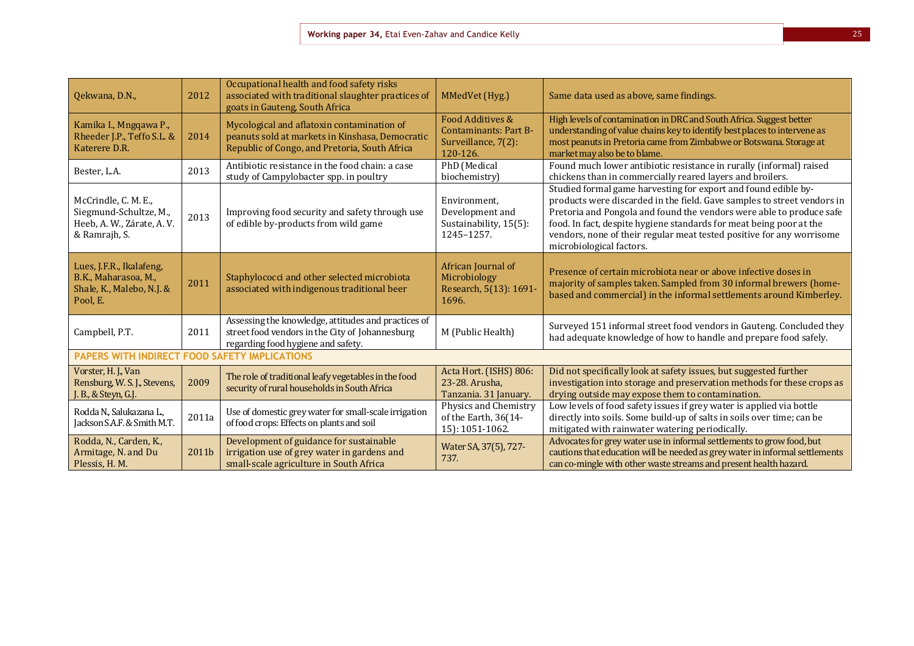| | | | | |
|---|---|---|---|---|
| Qekwana, D.N., | 2012 | Occupational health and food safety risks associated with traditional slaughter practices of goats in Gauteng, South Africa | MMedVet (Hyg.) | Same data used as above, same findings. |
| Kamika I., Mngqawa P., Rheeder J.P., Teffo S.L. & Katerere D.R. | 2014 | Mycological and aflatoxin contamination of peanuts sold at markets in Kinshasa, Democratic Republic of Congo, and Pretoria, South Africa | Food Additives & Contaminants: Part B-Surveillance, 7(2): 120-126. | High levels of contamination in DRC and South Africa. Suggest better understanding of value chains key to identify best places to intervene as most peanuts in Pretoria came from Zimbabwe or Botswana. Storage at market may also be to blame. |
| Bester, L.A. | 2013 | Antibiotic resistance in the food chain: a case study of Campylobacter spp. in poultry | PhD (Medical biochemistry) | Found much lower antibiotic resistance in rurally (informal) raised chickens than in commercially reared layers and broilers. |
| McCrindle, C. M. E., Siegmund-Schultze, M., Heeb, A. W., Zárate, A. V. & Ramrajh, S. | 2013 | Improving food security and safety through use of edible by-products from wild game | Environment, Development and Sustainability, 15(5): 1245–1257. | Studied formal game harvesting for export and found edible by-products were discarded in the field. Gave samples to street vendors in Pretoria and Pongola and found the vendors were able to produce safe food. In fact, despite hygiene standards for meat being poor at the vendors, none of their regular meat tested positive for any worrisome microbiological factors. |
| Lues, J.F.R., Ikalafeng, B.K., Maharasoa, M., Shale, K., Malebo, N.J. & Pool, E. | 2011 | Staphylococci and other selected microbiota associated with indigenous traditional beer | African Journal of Microbiology Research, 5(13): 1691-1696. | Presence of certain microbiota near or above infective doses in majority of samples taken. Sampled from 30 informal brewers (home-based and commercial) in the informal settlements around Kimberley. |
| Campbell, P.T. | 2011 | Assessing the knowledge, attitudes and practices of street food vendors in the City of Johannesburg regarding food hygiene and safety. | M (Public Health) | Surveyed 151 informal street food vendors in Gauteng. Concluded they had adequate knowledge of how to handle and prepare food safely. |
| **PAPERS WITH INDIRECT FOOD SAFETY IMPLICATIONS** | | | | |
| Vorster, H. J., Van Rensburg, W. S. J., Stevens, J. B., & Steyn, G.J. | 2009 | The role of traditional leafy vegetables in the food security of rural households in South Africa | Acta Hort. (ISHS) 806: 23-28. Arusha, Tanzania. 31 January. | Did not specifically look at safety issues, but suggested further investigation into storage and preservation methods for these crops as drying outside may expose them to contamination. |
| Rodda N., Salukazana L., Jackson S.A.F. & Smith M.T. | 2011a | Use of domestic grey water for small-scale irrigation of food crops: Effects on plants and soil | Physics and Chemistry of the Earth, 36(14-15): 1051-1062. | Low levels of food safety issues if grey water is applied via bottle directly into soils. Some build-up of salts in soils over time; can be mitigated with rainwater watering periodically. |
| Rodda, N., Carden, K., Armitage, N. and Du Plessis, H. M. | 2011b | Development of guidance for sustainable irrigation use of grey water in gardens and small-scale agriculture in South Africa | Water SA, 37(5), 727-737. | Advocates for grey water use in informal settlements to grow food, but cautions that education will be needed as grey water in informal settlements can co-mingle with other waste streams and present health hazard. |